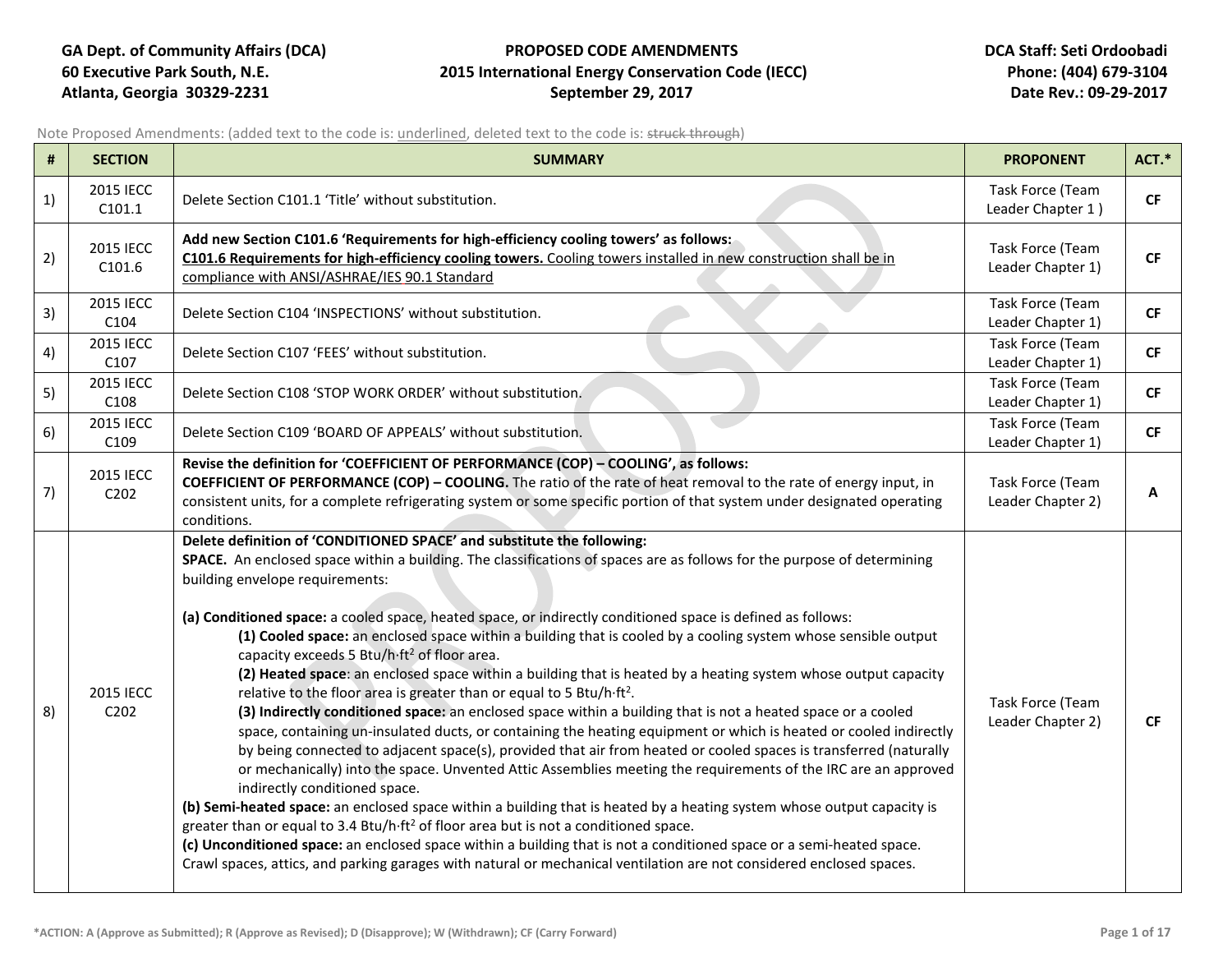GA Dept. of Community Affairs (DCA)
60 Executive Park South, N.E.
Atlanta, Georgia 30329-2231

**PROPOSED CODE AMENDMENTS**
**2015 International Energy Conservation Code (IECC)**
**September 29, 2017**

DCA Staff: Seti Ordoobadi
Phone: (404) 679-3104
Date Rev.: 09-29-2017

Note Proposed Amendments: (added text to the code is: <u>underlined</u>, deleted text to the code is: ~~struck through~~)

| # | SECTION | SUMMARY | PROPONENT | ACT.* |
|---|---|---|---|---|
| 1) | 2015 IECC C101.1 | Delete Section C101.1 'Title' without substitution. | Task Force (Team Leader Chapter 1 ) | **CF** |
| 2) | 2015 IECC C101.6 | **Add new Section C101.6 'Requirements for high-efficiency cooling towers' as follows:**<br><u>**C101.6 Requirements for high-efficiency cooling towers.** Cooling towers installed in new construction shall be in compliance with ANSI/ASHRAE/IES 90.1 Standard</u> | Task Force (Team Leader Chapter 1) | **CF** |
| 3) | 2015 IECC C104 | Delete Section C104 'INSPECTIONS' without substitution. | Task Force (Team Leader Chapter 1) | **CF** |
| 4) | 2015 IECC C107 | Delete Section C107 'FEES' without substitution. | Task Force (Team Leader Chapter 1) | **CF** |
| 5) | 2015 IECC C108 | Delete Section C108 'STOP WORK ORDER' without substitution. | Task Force (Team Leader Chapter 1) | **CF** |
| 6) | 2015 IECC C109 | Delete Section C109 'BOARD OF APPEALS' without substitution. | Task Force (Team Leader Chapter 1) | **CF** |
| 7) | 2015 IECC C202 | **Revise the definition for 'COEFFICIENT OF PERFORMANCE (COP) – COOLING', as follows:**<br>**COEFFICIENT OF PERFORMANCE (COP) – COOLING.** The ratio of the rate of heat removal to the rate of energy input, in consistent units, for a complete refrigerating system or some specific portion of that system under designated operating conditions. | Task Force (Team Leader Chapter 2) | **A** |
| 8) | 2015 IECC C202 | **Delete definition of 'CONDITIONED SPACE' and substitute the following:**<br>**SPACE.** An enclosed space within a building. The classifications of spaces are as follows for the purpose of determining building envelope requirements:<br><br>**(a) Conditioned space:** a cooled space, heated space, or indirectly conditioned space is defined as follows:<br>**(1) Cooled space:** an enclosed space within a building that is cooled by a cooling system whose sensible output capacity exceeds 5 Btu/h·ft$^2$ of floor area.<br>**(2) Heated space**: an enclosed space within a building that is heated by a heating system whose output capacity relative to the floor area is greater than or equal to 5 Btu/h·ft$^2$.<br>**(3) Indirectly conditioned space:** an enclosed space within a building that is not a heated space or a cooled space, containing un-insulated ducts, or containing the heating equipment or which is heated or cooled indirectly by being connected to adjacent space(s), provided that air from heated or cooled spaces is transferred (naturally or mechanically) into the space. Unvented Attic Assemblies meeting the requirements of the IRC are an approved indirectly conditioned space.<br>**(b) Semi-heated space:** an enclosed space within a building that is heated by a heating system whose output capacity is greater than or equal to 3.4 Btu/h·ft$^2$ of floor area but is not a conditioned space.<br>**(c) Unconditioned space:** an enclosed space within a building that is not a conditioned space or a semi-heated space. Crawl spaces, attics, and parking garages with natural or mechanical ventilation are not considered enclosed spaces. | Task Force (Team Leader Chapter 2) | **CF** |

***ACTION: A (Approve as Submitted); R (Approve as Revised); D (Disapprove); W (Withdrawn); CF (Carry Forward)**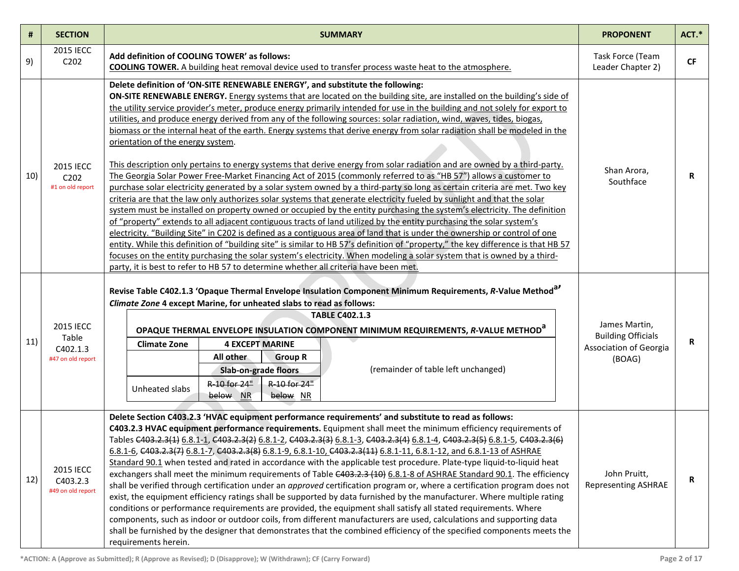| # | SECTION | SUMMARY | PROPONENT | ACT.* |
|---|---|---|---|---|
| 9) | 2015 IECC C202 | **Add definition of COOLING TOWER' as follows:**<br>**COOLING TOWER.** A building heat removal device used to transfer process waste heat to the atmosphere. | Task Force (Team Leader Chapter 2) | **CF** |
| 10) | 2015 IECC C202<br>#1 on old report | **Delete definition of 'ON-SITE RENEWABLE ENERGY', and substitute the following:**<br>**ON-SITE RENEWABLE ENERGY.** Energy systems that are located on the building site, are installed on the building's side of the utility service provider's meter, produce energy primarily intended for use in the building and not solely for export to utilities, and produce energy derived from any of the following sources: solar radiation, wind, waves, tides, biogas, biomass or the internal heat of the earth. Energy systems that derive energy from solar radiation shall be modeled in the orientation of the energy system.<br><br>This description only pertains to energy systems that derive energy from solar radiation and are owned by a third-party. The Georgia Solar Power Free-Market Financing Act of 2015 (commonly referred to as "HB 57") allows a customer to purchase solar electricity generated by a solar system owned by a third-party so long as certain criteria are met. Two key criteria are that the law only authorizes solar systems that generate electricity fueled by sunlight and that the solar system must be installed on property owned or occupied by the entity purchasing the system's electricity. The definition of "property" extends to all adjacent contiguous tracts of land utilized by the entity purchasing the solar system's electricity. "Building Site" in C202 is defined as a contiguous area of land that is under the ownership or control of one entity. While this definition of "building site" is similar to HB 57's definition of "property," the key difference is that HB 57 focuses on the entity purchasing the solar system's electricity. When modeling a solar system that is owned by a third-party, it is best to refer to HB 57 to determine whether all criteria have been met. | Shan Arora, Southface | **R** |
| 11) | 2015 IECC Table C402.1.3<br>#47 on old report | **Revise Table C402.1.3 'Opaque Thermal Envelope Insulation Component Minimum Requirements, *R*-Value Method[a]' *Climate Zone* 4 except Marine, for unheated slabs to read as follows:**<br>**TABLE C402.1.3**<br>**OPAQUE THERMAL ENVELOPE INSULATION COMPONENT MINIMUM REQUIREMENTS, *R*-VALUE METHOD[a]**<br>Climate Zone: 4 EXCEPT MARINE — All other / Group R<br>Slab-on-grade floors<br>Unheated slabs: All other: ~~R-10 for 24" below~~ NR; Group R: ~~R-10 for 24" below~~ NR<br>(remainder of table left unchanged) | James Martin, Building Officials Association of Georgia (BOAG) | **R** |
| 12) | 2015 IECC C403.2.3<br>#49 on old report | **Delete Section C403.2.3 'HVAC equipment performance requirements' and substitute to read as follows:**<br>**C403.2.3 HVAC equipment performance requirements.** Equipment shall meet the minimum efficiency requirements of Tables ~~C403.2.3(1)~~ 6.8.1-1, ~~C403.2.3(2)~~ 6.8.1-2, ~~C403.2.3(3)~~ 6.8.1-3, ~~C403.2.3(4)~~ 6.8.1-4, ~~C403.2.3(5)~~ 6.8.1-5, ~~C403.2.3(6)~~ 6.8.1-6, ~~C403.2.3(7)~~ 6.8.1-7, ~~C403.2.3(8)~~ 6.8.1-9, 6.8.1-10, ~~C403.2.3(11)~~ 6.8.1-11, 6.8.1-12, and 6.8.1-13 of ASHRAE Standard 90.1 when tested and rated in accordance with the applicable test procedure. Plate-type liquid-to-liquid heat exchangers shall meet the minimum requirements of Table ~~C403.2.3 (10)~~ 6.8.1-8 of ASHRAE Standard 90.1. The efficiency shall be verified through certification under an *approved* certification program or, where a certification program does not exist, the equipment efficiency ratings shall be supported by data furnished by the manufacturer. Where multiple rating conditions or performance requirements are provided, the equipment shall satisfy all stated requirements. Where components, such as indoor or outdoor coils, from different manufacturers are used, calculations and supporting data shall be furnished by the designer that demonstrates that the combined efficiency of the specified components meets the requirements herein. | John Pruitt, Representing ASHRAE | **R** |

*ACTION: A (Approve as Submitted); R (Approve as Revised); D (Disapprove); W (Withdrawn); CF (Carry Forward)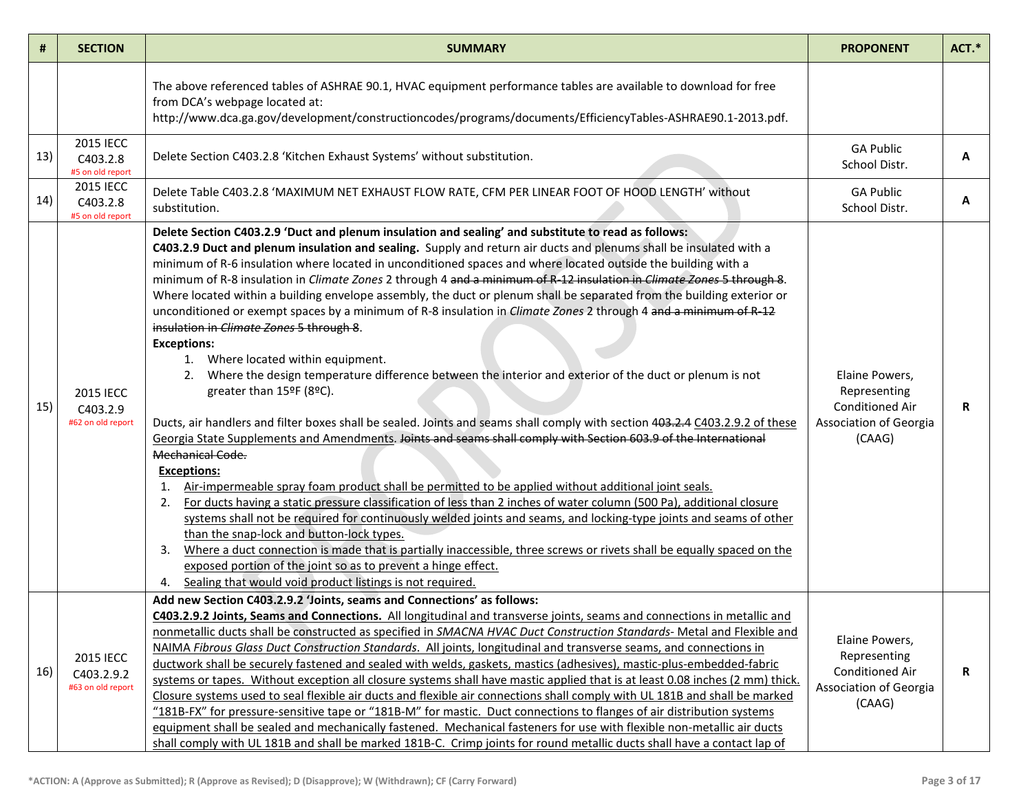| # | SECTION | SUMMARY | PROPONENT | ACT.* |
|---|---|---|---|---|
| | | The above referenced tables of ASHRAE 90.1, HVAC equipment performance tables are available to download for free from DCA's webpage located at: http://www.dca.ga.gov/development/constructioncodes/programs/documents/EfficiencyTables-ASHRAE90.1-2013.pdf. | | |
| 13) | 2015 IECC C403.2.8 #5 on old report | Delete Section C403.2.8 'Kitchen Exhaust Systems' without substitution. | GA Public School Distr. | **A** |
| 14) | 2015 IECC C403.2.8 #5 on old report | Delete Table C403.2.8 'MAXIMUM NET EXHAUST FLOW RATE, CFM PER LINEAR FOOT OF HOOD LENGTH' without substitution. | GA Public School Distr. | **A** |
| 15) | 2015 IECC C403.2.9 #62 on old report | **Delete Section C403.2.9 'Duct and plenum insulation and sealing' and substitute to read as follows:** **C403.2.9 Duct and plenum insulation and sealing.** Supply and return air ducts and plenums shall be insulated with a minimum of R-6 insulation where located in unconditioned spaces and where located outside the building with a minimum of R-8 insulation in *Climate Zones* 2 through 4 ~~and a minimum of R-12 insulation in *Climate Zones* 5 through 8~~. Where located within a building envelope assembly, the duct or plenum shall be separated from the building exterior or unconditioned or exempt spaces by a minimum of R-8 insulation in *Climate Zones* 2 through 4 ~~and a minimum of R-12 insulation in *Climate Zones* 5 through 8~~.<br>**Exceptions:**<br>1. Where located within equipment.<br>2. Where the design temperature difference between the interior and exterior of the duct or plenum is not greater than 15ºF (8ºC).<br><br>Ducts, air handlers and filter boxes shall be sealed. Joints and seams shall comply with section ~~403.2.4~~ <u>C403.2.9.2 of these Georgia State Supplements and Amendments</u>. ~~Joints and seams shall comply with Section 603.9 of the International Mechanical Code.~~<br><u>**Exceptions:**</u><br>1. <u>Air-impermeable spray foam product shall be permitted to be applied without additional joint seals.</u><br>2. <u>For ducts having a static pressure classification of less than 2 inches of water column (500 Pa), additional closure systems shall not be required for continuously welded joints and seams, and locking-type joints and seams of other than the snap-lock and button-lock types.</u><br>3. <u>Where a duct connection is made that is partially inaccessible, three screws or rivets shall be equally spaced on the exposed portion of the joint so as to prevent a hinge effect.</u><br>4. <u>Sealing that would void product listings is not required.</u> | Elaine Powers, Representing Conditioned Air Association of Georgia (CAAG) | **R** |
| 16) | 2015 IECC C403.2.9.2 #63 on old report | **Add new Section C403.2.9.2 'Joints, seams and Connections' as follows:**<br><u>**C403.2.9.2 Joints, Seams and Connections.** All longitudinal and transverse joints, seams and connections in metallic and nonmetallic ducts shall be constructed as specified in *SMACNA HVAC Duct Construction Standards*- Metal and Flexible and NAIMA *Fibrous Glass Duct Construction Standards*. All joints, longitudinal and transverse seams, and connections in ductwork shall be securely fastened and sealed with welds, gaskets, mastics (adhesives), mastic-plus-embedded-fabric systems or tapes. Without exception all closure systems shall have mastic applied that is at least 0.08 inches (2 mm) thick. Closure systems used to seal flexible air ducts and flexible air connections shall comply with UL 181B and shall be marked "181B-FX" for pressure-sensitive tape or "181B-M" for mastic. Duct connections to flanges of air distribution systems equipment shall be sealed and mechanically fastened. Mechanical fasteners for use with flexible non-metallic air ducts shall comply with UL 181B and shall be marked 181B-C. Crimp joints for round metallic ducts shall have a contact lap of</u> | Elaine Powers, Representing Conditioned Air Association of Georgia (CAAG) | **R** |

*ACTION: A (Approve as Submitted); R (Approve as Revised); D (Disapprove); W (Withdrawn); CF (Carry Forward)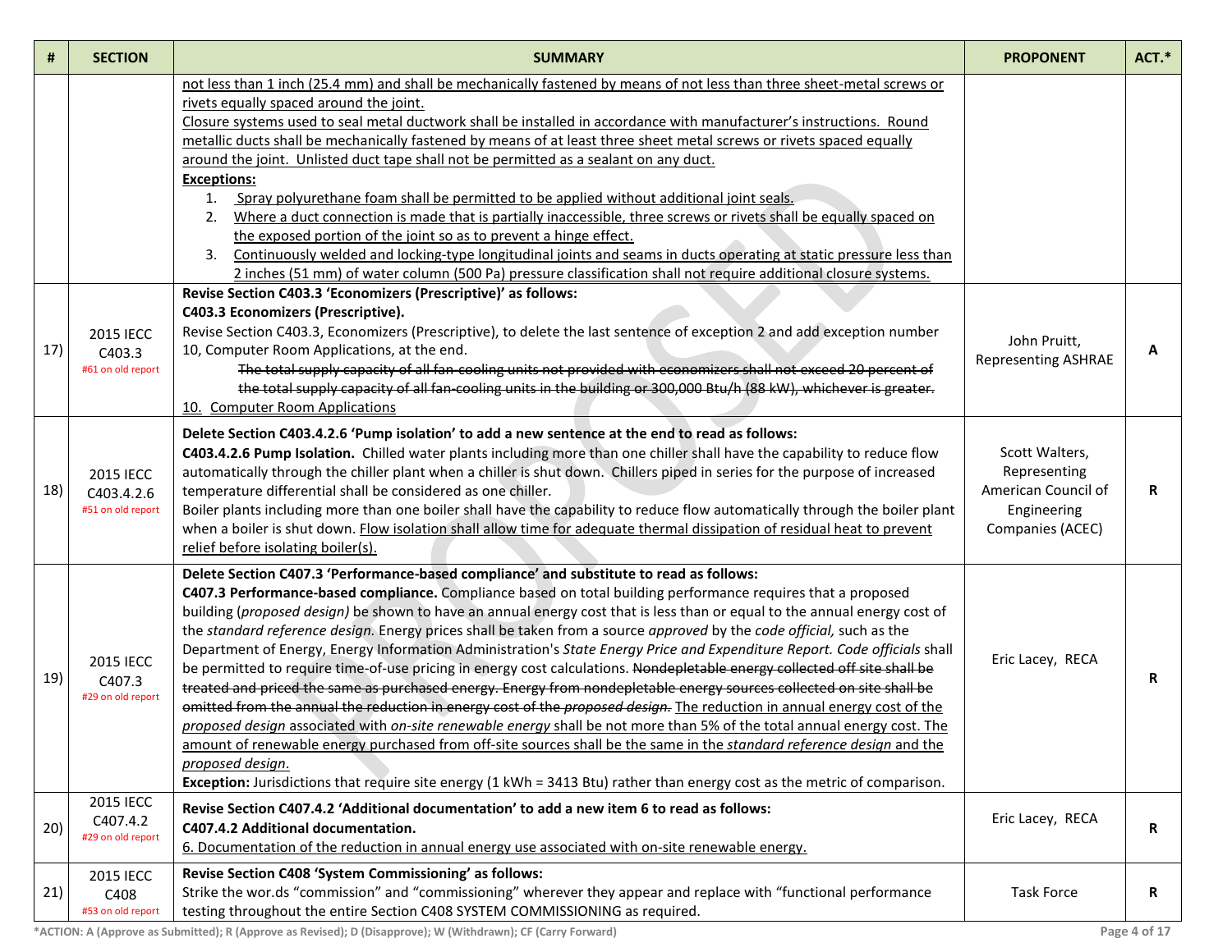| # | SECTION | SUMMARY | PROPONENT | ACT.* |
|---|---|---|---|---|
| | | <u>not less than 1 inch (25.4 mm) and shall be mechanically fastened by means of not less than three sheet-metal screws or rivets equally spaced around the joint.</u><br><u>Closure systems used to seal metal ductwork shall be installed in accordance with manufacturer's instructions. Round metallic ducts shall be mechanically fastened by means of at least three sheet metal screws or rivets spaced equally around the joint. Unlisted duct tape shall not be permitted as a sealant on any duct.</u><br>**<u>Exceptions:</u>**<br>1. <u>Spray polyurethane foam shall be permitted to be applied without additional joint seals.</u><br>2. <u>Where a duct connection is made that is partially inaccessible, three screws or rivets shall be equally spaced on the exposed portion of the joint so as to prevent a hinge effect.</u><br>3. <u>Continuously welded and locking-type longitudinal joints and seams in ducts operating at static pressure less than 2 inches (51 mm) of water column (500 Pa) pressure classification shall not require additional closure systems.</u> | | |
| 17) | 2015 IECC C403.3 #61 on old report | **Revise Section C403.3 'Economizers (Prescriptive)' as follows:**<br>**C403.3 Economizers (Prescriptive).**<br>Revise Section C403.3, Economizers (Prescriptive), to delete the last sentence of exception 2 and add exception number 10, Computer Room Applications, at the end.<br>~~The total supply capacity of all fan-cooling units not provided with economizers shall not exceed 20 percent of the total supply capacity of all fan-cooling units in the building or 300,000 Btu/h (88 kW), whichever is greater.~~<br><u>10. Computer Room Applications</u> | John Pruitt, Representing ASHRAE | **A** |
| 18) | 2015 IECC C403.4.2.6 #51 on old report | **Delete Section C403.4.2.6 'Pump isolation' to add a new sentence at the end to read as follows:**<br>**C403.4.2.6 Pump Isolation.** Chilled water plants including more than one chiller shall have the capability to reduce flow automatically through the chiller plant when a chiller is shut down. Chillers piped in series for the purpose of increased temperature differential shall be considered as one chiller.<br>Boiler plants including more than one boiler shall have the capability to reduce flow automatically through the boiler plant when a boiler is shut down. <u>Flow isolation shall allow time for adequate thermal dissipation of residual heat to prevent relief before isolating boiler(s).</u> | Scott Walters, Representing American Council of Engineering Companies (ACEC) | **R** |
| 19) | 2015 IECC C407.3 #29 on old report | **Delete Section C407.3 'Performance-based compliance' and substitute to read as follows:**<br>**C407.3 Performance-based compliance.** Compliance based on total building performance requires that a proposed building (*proposed design)* be shown to have an annual energy cost that is less than or equal to the annual energy cost of the *standard reference design.* Energy prices shall be taken from a source *approved* by the *code official,* such as the Department of Energy, Energy Information Administration's *State Energy Price and Expenditure Report. Code officials* shall be permitted to require time-of-use pricing in energy cost calculations. ~~Nondepletable energy collected off site shall be treated and priced the same as purchased energy. Energy from nondepletable energy sources collected on site shall be omitted from the annual the reduction in energy cost of the *proposed design*.~~ <u>The reduction in annual energy cost of the *proposed design* associated with *on-site renewable energy* shall be not more than 5% of the total annual energy cost. The amount of renewable energy purchased from off-site sources shall be the same in the *standard reference design* and the *proposed design*.</u><br>**Exception:** Jurisdictions that require site energy (1 kWh = 3413 Btu) rather than energy cost as the metric of comparison. | Eric Lacey, RECA | **R** |
| 20) | 2015 IECC C407.4.2 #29 on old report | **Revise Section C407.4.2 'Additional documentation' to add a new item 6 to read as follows:**<br>**C407.4.2 Additional documentation.**<br><u>6. Documentation of the reduction in annual energy use associated with on-site renewable energy.</u> | Eric Lacey, RECA | **R** |
| 21) | 2015 IECC C408 #53 on old report | **Revise Section C408 'System Commissioning' as follows:**<br>Strike the wor.ds "commission" and "commissioning" wherever they appear and replace with "functional performance testing throughout the entire Section C408 SYSTEM COMMISSIONING as required. | Task Force | **R** |

*ACTION: A (Approve as Submitted); R (Approve as Revised); D (Disapprove); W (Withdrawn); CF (Carry Forward)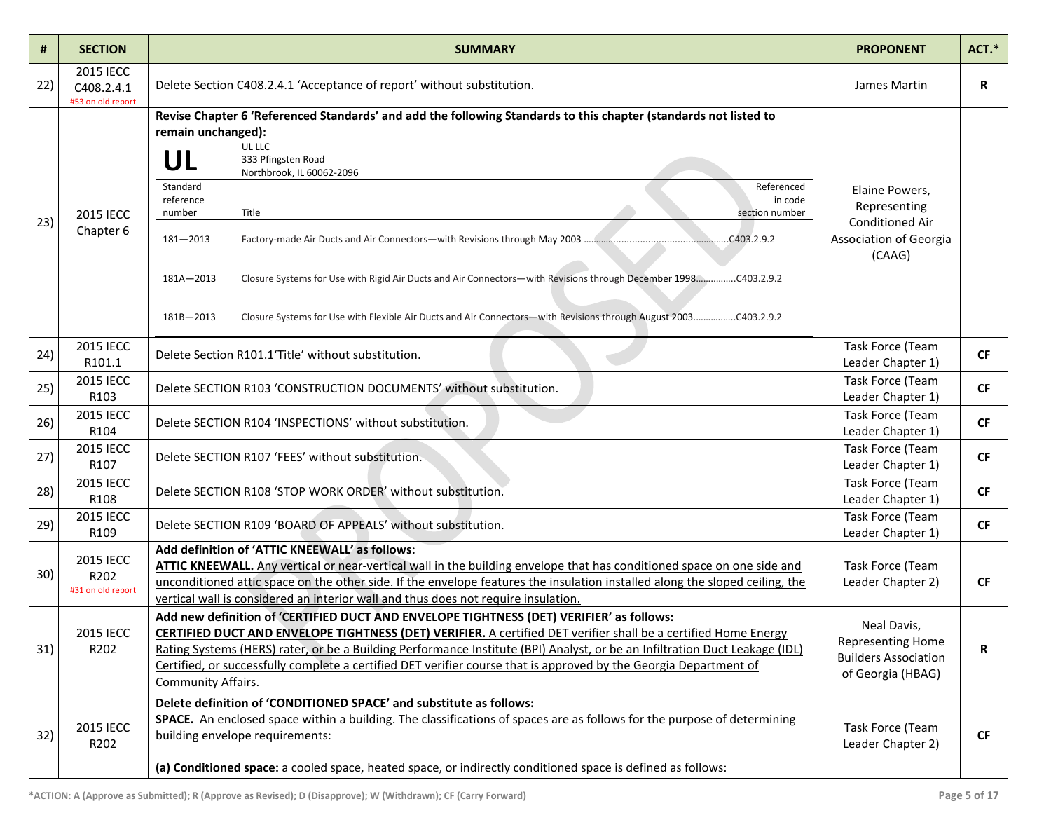| # | SECTION | SUMMARY | PROPONENT | ACT.* |
|---|---|---|---|---|
| 22) | 2015 IECC C408.2.4.1 #53 on old report | Delete Section C408.2.4.1 'Acceptance of report' without substitution. | James Martin | R |
| 23) | 2015 IECC Chapter 6 | **Revise Chapter 6 'Referenced Standards' and add the following Standards to this chapter (standards not listed to remain unchanged):** <br> **UL** UL LLC, 333 Pfingsten Road, Northbrook, IL 60062-2096 <br> Standard reference number / Title / Referenced in code section number <br> 181—2013 Factory-made Air Ducts and Air Connectors—with Revisions through May 2003 ........C403.2.9.2 <br> 181A—2013 Closure Systems for Use with Rigid Air Ducts and Air Connectors—with Revisions through December 1998........C403.2.9.2 <br> 181B—2013 Closure Systems for Use with Flexible Air Ducts and Air Connectors—with Revisions through August 2003........C403.2.9.2 | Elaine Powers, Representing Conditioned Air Association of Georgia (CAAG) | |
| 24) | 2015 IECC R101.1 | Delete Section R101.1'Title' without substitution. | Task Force (Team Leader Chapter 1) | CF |
| 25) | 2015 IECC R103 | Delete SECTION R103 'CONSTRUCTION DOCUMENTS' without substitution. | Task Force (Team Leader Chapter 1) | CF |
| 26) | 2015 IECC R104 | Delete SECTION R104 'INSPECTIONS' without substitution. | Task Force (Team Leader Chapter 1) | CF |
| 27) | 2015 IECC R107 | Delete SECTION R107 'FEES' without substitution. | Task Force (Team Leader Chapter 1) | CF |
| 28) | 2015 IECC R108 | Delete SECTION R108 'STOP WORK ORDER' without substitution. | Task Force (Team Leader Chapter 1) | CF |
| 29) | 2015 IECC R109 | Delete SECTION R109 'BOARD OF APPEALS' without substitution. | Task Force (Team Leader Chapter 1) | CF |
| 30) | 2015 IECC R202 #31 on old report | **Add definition of 'ATTIC KNEEWALL' as follows:** <br> **ATTIC KNEEWALL.** Any vertical or near-vertical wall in the building envelope that has conditioned space on one side and unconditioned attic space on the other side. If the envelope features the insulation installed along the sloped ceiling, the vertical wall is considered an interior wall and thus does not require insulation. | Task Force (Team Leader Chapter 2) | CF |
| 31) | 2015 IECC R202 | **Add new definition of 'CERTIFIED DUCT AND ENVELOPE TIGHTNESS (DET) VERIFIER' as follows:** <br> **CERTIFIED DUCT AND ENVELOPE TIGHTNESS (DET) VERIFIER.** A certified DET verifier shall be a certified Home Energy Rating Systems (HERS) rater, or be a Building Performance Institute (BPI) Analyst, or be an Infiltration Duct Leakage (IDL) Certified, or successfully complete a certified DET verifier course that is approved by the Georgia Department of Community Affairs. | Neal Davis, Representing Home Builders Association of Georgia (HBAG) | R |
| 32) | 2015 IECC R202 | **Delete definition of 'CONDITIONED SPACE' and substitute as follows:** <br> **SPACE.** An enclosed space within a building. The classifications of spaces are as follows for the purpose of determining building envelope requirements: <br><br> **(a) Conditioned space:** a cooled space, heated space, or indirectly conditioned space is defined as follows: | Task Force (Team Leader Chapter 2) | CF |

*ACTION: A (Approve as Submitted); R (Approve as Revised); D (Disapprove); W (Withdrawn); CF (Carry Forward)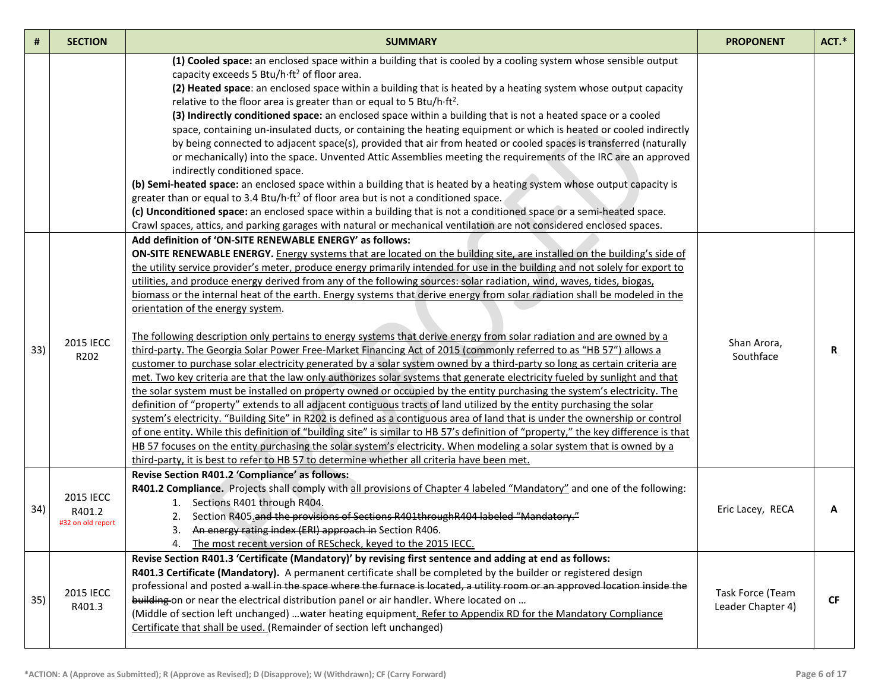| # | SECTION | SUMMARY | PROPONENT | ACT.* |
|---|---|---|---|---|
| | | **(1) Cooled space:** an enclosed space within a building that is cooled by a cooling system whose sensible output capacity exceeds 5 Btu/h·ft$^2$ of floor area.<br>**(2) Heated space**: an enclosed space within a building that is heated by a heating system whose output capacity relative to the floor area is greater than or equal to 5 Btu/h·ft$^2$.<br>**(3) Indirectly conditioned space:** an enclosed space within a building that is not a heated space or a cooled space, containing un-insulated ducts, or containing the heating equipment or which is heated or cooled indirectly by being connected to adjacent space(s), provided that air from heated or cooled spaces is transferred (naturally or mechanically) into the space. Unvented Attic Assemblies meeting the requirements of the IRC are an approved indirectly conditioned space.<br>**(b) Semi-heated space:** an enclosed space within a building that is heated by a heating system whose output capacity is greater than or equal to 3.4 Btu/h·ft$^2$ of floor area but is not a conditioned space.<br>**(c) Unconditioned space:** an enclosed space within a building that is not a conditioned space or a semi-heated space. Crawl spaces, attics, and parking garages with natural or mechanical ventilation are not considered enclosed spaces. | | |
| 33) | 2015 IECC R202 | **Add definition of 'ON-SITE RENEWABLE ENERGY' as follows:**<br>**ON-SITE RENEWABLE ENERGY.** Energy systems that are located on the building site, are installed on the building's side of the utility service provider's meter, produce energy primarily intended for use in the building and not solely for export to utilities, and produce energy derived from any of the following sources: solar radiation, wind, waves, tides, biogas, biomass or the internal heat of the earth. Energy systems that derive energy from solar radiation shall be modeled in the orientation of the energy system.<br><br>The following description only pertains to energy systems that derive energy from solar radiation and are owned by a third-party. The Georgia Solar Power Free-Market Financing Act of 2015 (commonly referred to as "HB 57") allows a customer to purchase solar electricity generated by a solar system owned by a third-party so long as certain criteria are met. Two key criteria are that the law only authorizes solar systems that generate electricity fueled by sunlight and that the solar system must be installed on property owned or occupied by the entity purchasing the system's electricity. The definition of "property" extends to all adjacent contiguous tracts of land utilized by the entity purchasing the solar system's electricity. "Building Site" in R202 is defined as a contiguous area of land that is under the ownership or control of one entity. While this definition of "building site" is similar to HB 57's definition of "property," the key difference is that HB 57 focuses on the entity purchasing the solar system's electricity. When modeling a solar system that is owned by a third-party, it is best to refer to HB 57 to determine whether all criteria have been met. | Shan Arora, Southface | **R** |
| 34) | 2015 IECC R401.2<br>#32 on old report | **Revise Section R401.2 'Compliance' as follows:**<br>**R401.2 Compliance.** Projects shall comply with all provisions of Chapter 4 labeled "Mandatory" and one of the following:<br>1. Sections R401 through R404.<br>2. Section R405. ~~and the provisions of Sections R401throughR404 labeled "Mandatory."~~<br>3. ~~An energy rating index (ERI) approach in~~ Section R406.<br>4. The most recent version of REScheck, keyed to the 2015 IECC. | Eric Lacey, RECA | **A** |
| 35) | 2015 IECC R401.3 | **Revise Section R401.3 'Certificate (Mandatory)' by revising first sentence and adding at end as follows:**<br>**R401.3 Certificate (Mandatory).** A permanent certificate shall be completed by the builder or registered design professional and posted ~~a wall in the space where the furnace is located, a utility room or an approved location inside the building~~ on or near the electrical distribution panel or air handler. Where located on …<br>(Middle of section left unchanged) …water heating equipment. Refer to Appendix RD for the Mandatory Compliance Certificate that shall be used. (Remainder of section left unchanged) | Task Force (Team Leader Chapter 4) | **CF** |

*ACTION: A (Approve as Submitted); R (Approve as Revised); D (Disapprove); W (Withdrawn); CF (Carry Forward)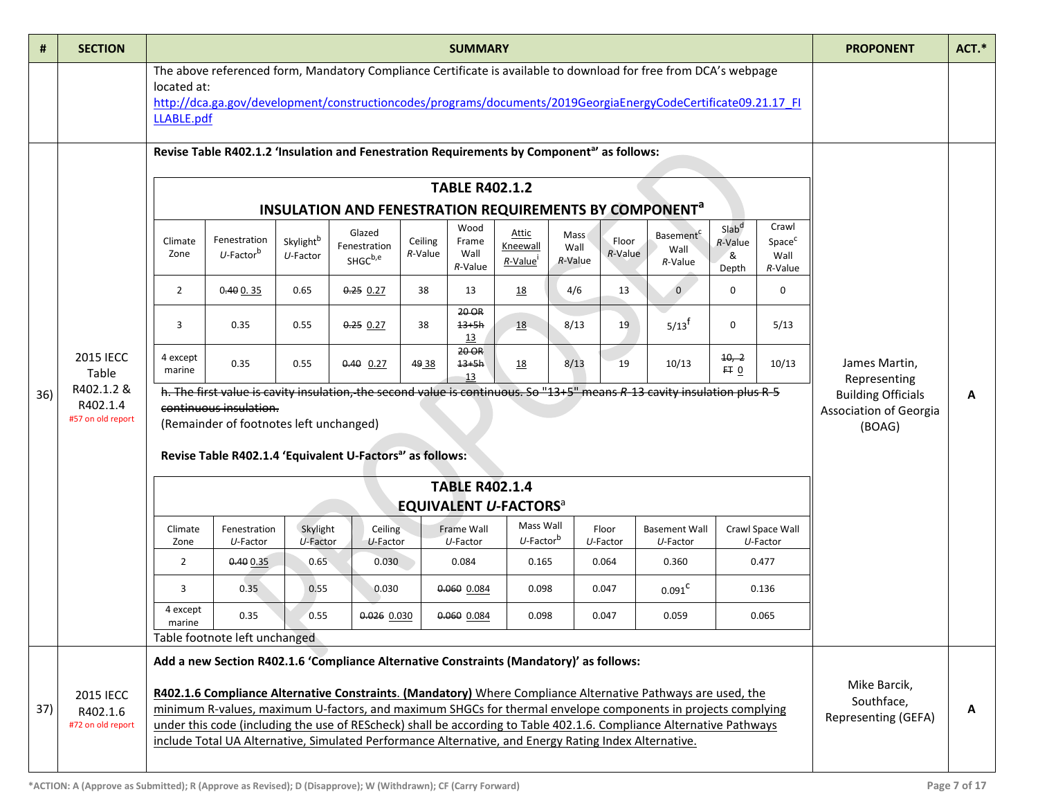| # | SECTION | SUMMARY | PROPONENT | ACT.* |
|---|---|---|---|---|
| | | The above referenced form, Mandatory Compliance Certificate is available to download for free from DCA's webpage located at: http://dca.ga.gov/development/constructioncodes/programs/documents/2019GeorgiaEnergyCodeCertificate09.21.17_FILLABLE.pdf | | |
| 36) | 2015 IECC Table R402.1.2 & R402.1.4 #57 on old report | See below | James Martin, Representing Building Officials Association of Georgia (BOAG) | A |
| 37) | 2015 IECC R402.1.6 #72 on old report | See below | Mike Barcik, Southface, Representing (GEFA) | A |

**36)**

**Revise Table R402.1.2 'Insulation and Fenestration Requirements by Component[a]' as follows:**

**TABLE R402.1.2**
**INSULATION AND FENESTRATION REQUIREMENTS BY COMPONENT[a]**

| Climate Zone | Fenestration U-Factor[b] | Skylight[b] U-Factor | Glazed Fenestration SHGC[b,e] | Ceiling R-Value | Wood Frame Wall R-Value | Attic Kneewall R-Value[i] | Mass Wall R-Value | Floor R-Value | Basement[c] Wall R-Value | Slab[d] R-Value & Depth | Crawl Space[c] Wall R-Value |
|---|---|---|---|---|---|---|---|---|---|---|---|
| 2 | ~~0.40~~ 0. 35 | 0.65 | ~~0.25~~ 0.27 | 38 | 13 | 18 | 4/6 | 13 | 0 | 0 | 0 |
| 3 | 0.35 | 0.55 | ~~0.25~~ 0.27 | 38 | ~~20 OR 13+5h~~ 13 | 18 | 8/13 | 19 | 5/13[f] | 0 | 5/13 |
| 4 except marine | 0.35 | 0.55 | ~~0.40~~ 0.27 | ~~49~~ 38 | ~~20 OR 13+5h~~ 13 | 18 | 8/13 | 19 | 10/13 | ~~10, 2 FT~~ 0 | 10/13 |

~~h. The first value is cavity insulation, the second value is continuous. So "13+5" means R-13 cavity insulation plus R-5 continuous insulation.~~

(Remainder of footnotes left unchanged)

**Revise Table R402.1.4 'Equivalent U-Factors[a]' as follows:**

**TABLE R402.1.4**
**EQUIVALENT U-FACTORS[a]**

| Climate Zone | Fenestration U-Factor | Skylight U-Factor | Ceiling U-Factor | Frame Wall U-Factor | Mass Wall U-Factor[b] | Floor U-Factor | Basement Wall U-Factor | Crawl Space Wall U-Factor |
|---|---|---|---|---|---|---|---|---|
| 2 | ~~0.40~~ 0.35 | 0.65 | 0.030 | 0.084 | 0.165 | 0.064 | 0.360 | 0.477 |
| 3 | 0.35 | 0.55 | 0.030 | ~~0.060~~ 0.084 | 0.098 | 0.047 | 0.091[c] | 0.136 |
| 4 except marine | 0.35 | 0.55 | ~~0.026~~ 0.030 | ~~0.060~~ 0.084 | 0.098 | 0.047 | 0.059 | 0.065 |

Table footnote left unchanged

**37)**

**Add a new Section R402.1.6 'Compliance Alternative Constraints (Mandatory)' as follows:**

**R402.1.6 Compliance Alternative Constraints. (Mandatory)** Where Compliance Alternative Pathways are used, the minimum R-values, maximum U-factors, and maximum SHGCs for thermal envelope components in projects complying under this code (including the use of REScheck) shall be according to Table 402.1.6. Compliance Alternative Pathways include Total UA Alternative, Simulated Performance Alternative, and Energy Rating Index Alternative.

*ACTION: A (Approve as Submitted); R (Approve as Revised); D (Disapprove); W (Withdrawn); CF (Carry Forward)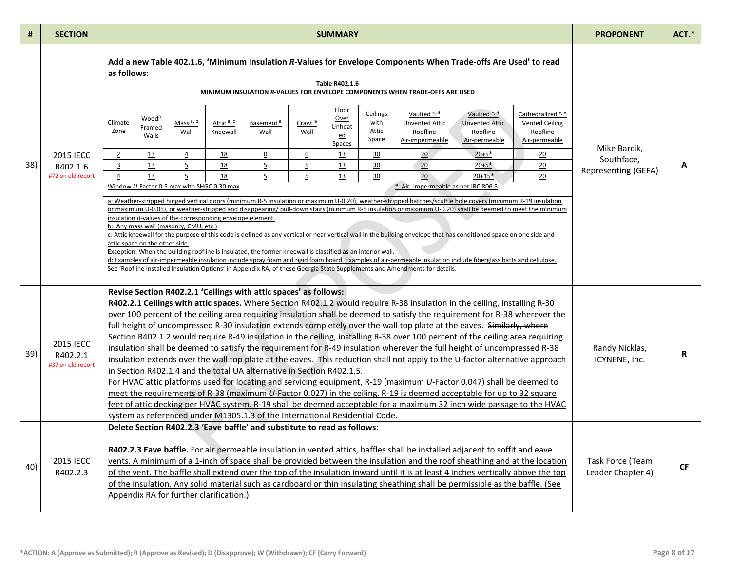| # | SECTION | SUMMARY | PROPONENT | ACT.* |
|---|---|---|---|---|
| 38) | 2015 IECC R402.1.6 #72 on old report | **Add a new Table 402.1.6, 'Minimum Insulation *R*-Values for Envelope Components When Trade-offs Are Used' to read as follows:** (see Table R402.1.6 below) | Mike Barcik, Southface, Representing (GEFA) | **A** |
| 39) | 2015 IECC R402.2.1 #37 on old report | **Revise Section R402.2.1 'Ceilings with attic spaces' as follows:** **R402.2.1 Ceilings with attic spaces.** Where Section R402.1.2 would require R-38 insulation in the ceiling, installing R-30 over 100 percent of the ceiling area requiring insulation shall be deemed to satisfy the requirement for R-38 wherever the full height of uncompressed R-30 insulation extends <u>completely</u> over the wall top plate at the eaves. ~~Similarly, where Section R402.1.2 would require R-49 insulation in the ceiling, installing R-38 over 100 percent of the ceiling area requiring insulation shall be deemed to satisfy the requirement for R-49 insulation wherever the full height of uncompressed R-38 insulation extends over the wall top plate at the eaves.~~ This reduction shall not apply to the U-factor alternative approach in Section R402.1.4 and the total UA alternative in Section R402.1.5. <u>For HVAC attic platforms used for locating and servicing equipment, R-19 (maximum *U*-Factor 0.047) shall be deemed to meet the requirements of R-38 (maximum *U*-Factor 0.027) in the ceiling. R-19 is deemed acceptable for up to 32 square feet of attic decking per HVAC system. R-19 shall be deemed acceptable for a maximum 32 inch wide passage to the HVAC system as referenced under M1305.1.3 of the International Residential Code.</u> | Randy Nicklas, ICYNENE, Inc. | **R** |
| 40) | 2015 IECC R402.2.3 | **Delete Section R402.2.3 'Eave baffle' and substitute to read as follows:** **R402.2.3 Eave baffle.** <u>For air permeable insulation in vented attics, baffles shall be installed adjacent to soffit and eave vents. A minimum of a 1-inch of space shall be provided between the insulation and the roof sheathing and at the location of the vent. The baffle shall extend over the top of the insulation inward until it is at least 4 inches vertically above the top of the insulation. Any solid material such as cardboard or thin insulating sheathing shall be permissible as the baffle. (See Appendix RA for further clarification.)</u> | Task Force (Team Leader Chapter 4) | **CF** |

**Table R402.1.6**
**MINIMUM INSULATION *R*-VALUES FOR ENVELOPE COMPONENTS WHEN TRADE-OFFS ARE USED**

| Climate Zone | Wood[a] Framed Walls | Mass [a, b] Wall | Attic [a, c] Kneewall | Basement [a] Wall | Crawl [a] Wall | Floor Over Unheated Spaces | Ceilings with Attic Space | Vaulted [c, d] Unvented Attic Roofline Air-impermeable | Vaulted [c, d] Unvented Attic Roofline Air-permeable | Cathedralized [c, d] Vented Ceiling Roofline Air-permeable |
|---|---|---|---|---|---|---|---|---|---|---|
| 2 | 13 | 4 | 18 | 0 | 0 | 13 | 30 | 20 | 20+5* | 20 |
| 3 | 13 | 5 | 18 | 5 | 5 | 13 | 30 | 20 | 20+5* | 20 |
| 4 | 13 | 5 | 18 | 5 | 5 | 13 | 30 | 20 | 20+15* | 20 |
| Window *U*-Factor 0.5 max with SHGC 0.30 max | | | | | | | | * Air -impermeable as per IRC 806.5 | | |

a: Weather-stripped hinged vertical doors (minimum R-5 insulation or maximum U-0.20), weather-stripped hatches/scuttle hole covers (minimum R-19 insulation or maximum U-0.05), or weather-stripped and disappearing/ pull-down stairs (minimum R-5 insulation or maximum U-0.20) shall be deemed to meet the minimum insulation *R*-values of the corresponding envelope element.
b: Any mass wall (masonry, CMU, etc.)
c: Attic kneewall for the purpose of this code is defined as any vertical or near vertical wall in the building envelope that has conditioned space on one side and attic space on the other side.
Exception: When the building roofline is insulated, the former kneewall is classified as an interior wall.
d: Examples of air-impermeable insulation include spray foam and rigid foam board. Examples of air-permeable insulation include fiberglass batts and cellulose. See 'Roofline Installed Insulation Options' in Appendix RA, of these Georgia State Supplements and Amendments for details.

*ACTION: A (Approve as Submitted); R (Approve as Revised); D (Disapprove); W (Withdrawn); CF (Carry Forward)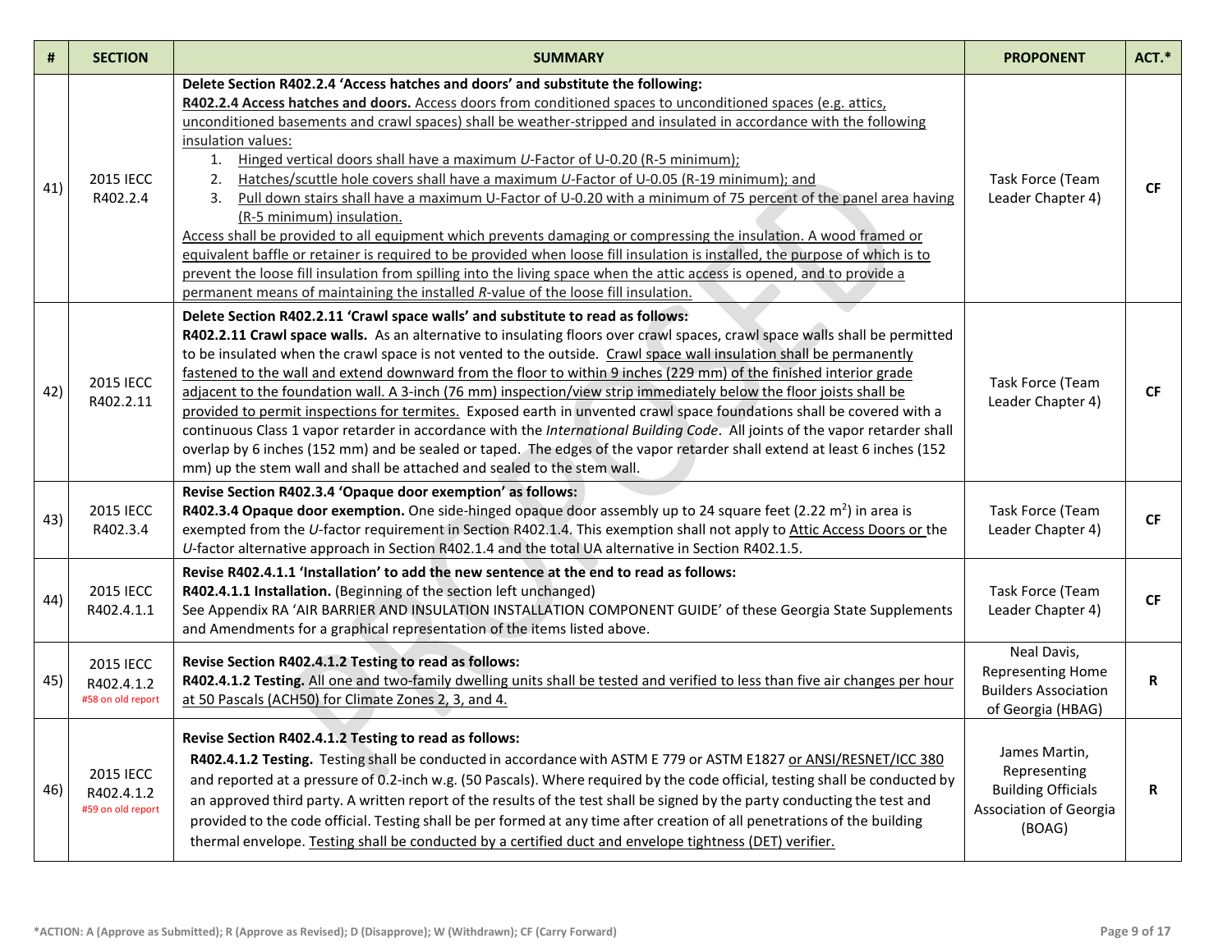| # | SECTION | SUMMARY | PROPONENT | ACT.* |
|---|---|---|---|---|
| 41) | 2015 IECC R402.2.4 | **Delete Section R402.2.4 'Access hatches and doors' and substitute the following:** **R402.2.4 Access hatches and doors.** Access doors from conditioned spaces to unconditioned spaces (e.g. attics, unconditioned basements and crawl spaces) shall be weather-stripped and insulated in accordance with the following insulation values: 1. Hinged vertical doors shall have a maximum *U*-Factor of U-0.20 (R-5 minimum); 2. Hatches/scuttle hole covers shall have a maximum *U*-Factor of U-0.05 (R-19 minimum); and 3. Pull down stairs shall have a maximum U-Factor of U-0.20 with a minimum of 75 percent of the panel area having (R-5 minimum) insulation. Access shall be provided to all equipment which prevents damaging or compressing the insulation. A wood framed or equivalent baffle or retainer is required to be provided when loose fill insulation is installed, the purpose of which is to prevent the loose fill insulation from spilling into the living space when the attic access is opened, and to provide a permanent means of maintaining the installed *R*-value of the loose fill insulation. | Task Force (Team Leader Chapter 4) | **CF** |
| 42) | 2015 IECC R402.2.11 | **Delete Section R402.2.11 'Crawl space walls' and substitute to read as follows:** **R402.2.11 Crawl space walls.** As an alternative to insulating floors over crawl spaces, crawl space walls shall be permitted to be insulated when the crawl space is not vented to the outside. Crawl space wall insulation shall be permanently fastened to the wall and extend downward from the floor to within 9 inches (229 mm) of the finished interior grade adjacent to the foundation wall. A 3-inch (76 mm) inspection/view strip immediately below the floor joists shall be provided to permit inspections for termites. Exposed earth in unvented crawl space foundations shall be covered with a continuous Class 1 vapor retarder in accordance with the *International Building Code*. All joints of the vapor retarder shall overlap by 6 inches (152 mm) and be sealed or taped. The edges of the vapor retarder shall extend at least 6 inches (152 mm) up the stem wall and shall be attached and sealed to the stem wall. | Task Force (Team Leader Chapter 4) | **CF** |
| 43) | 2015 IECC R402.3.4 | **Revise Section R402.3.4 'Opaque door exemption' as follows:** **R402.3.4 Opaque door exemption.** One side-hinged opaque door assembly up to 24 square feet (2.22 $m^2$) in area is exempted from the *U*-factor requirement in Section R402.1.4. This exemption shall not apply to Attic Access Doors or the *U*-factor alternative approach in Section R402.1.4 and the total UA alternative in Section R402.1.5. | Task Force (Team Leader Chapter 4) | **CF** |
| 44) | 2015 IECC R402.4.1.1 | **Revise R402.4.1.1 'Installation' to add the new sentence at the end to read as follows:** **R402.4.1.1 Installation.** (Beginning of the section left unchanged) See Appendix RA 'AIR BARRIER AND INSULATION INSTALLATION COMPONENT GUIDE' of these Georgia State Supplements and Amendments for a graphical representation of the items listed above. | Task Force (Team Leader Chapter 4) | **CF** |
| 45) | 2015 IECC R402.4.1.2 #58 on old report | **Revise Section R402.4.1.2 Testing to read as follows:** **R402.4.1.2 Testing.** All one and two-family dwelling units shall be tested and verified to less than five air changes per hour at 50 Pascals (ACH50) for Climate Zones 2, 3, and 4. | Neal Davis, Representing Home Builders Association of Georgia (HBAG) | **R** |
| 46) | 2015 IECC R402.4.1.2 #59 on old report | **Revise Section R402.4.1.2 Testing to read as follows:** **R402.4.1.2 Testing.** Testing shall be conducted in accordance with ASTM E 779 or ASTM E1827 or ANSI/RESNET/ICC 380 and reported at a pressure of 0.2-inch w.g. (50 Pascals). Where required by the code official, testing shall be conducted by an approved third party. A written report of the results of the test shall be signed by the party conducting the test and provided to the code official. Testing shall be per formed at any time after creation of all penetrations of the building thermal envelope. Testing shall be conducted by a certified duct and envelope tightness (DET) verifier. | James Martin, Representing Building Officials Association of Georgia (BOAG) | **R** |

*ACTION: A (Approve as Submitted); R (Approve as Revised); D (Disapprove); W (Withdrawn); CF (Carry Forward)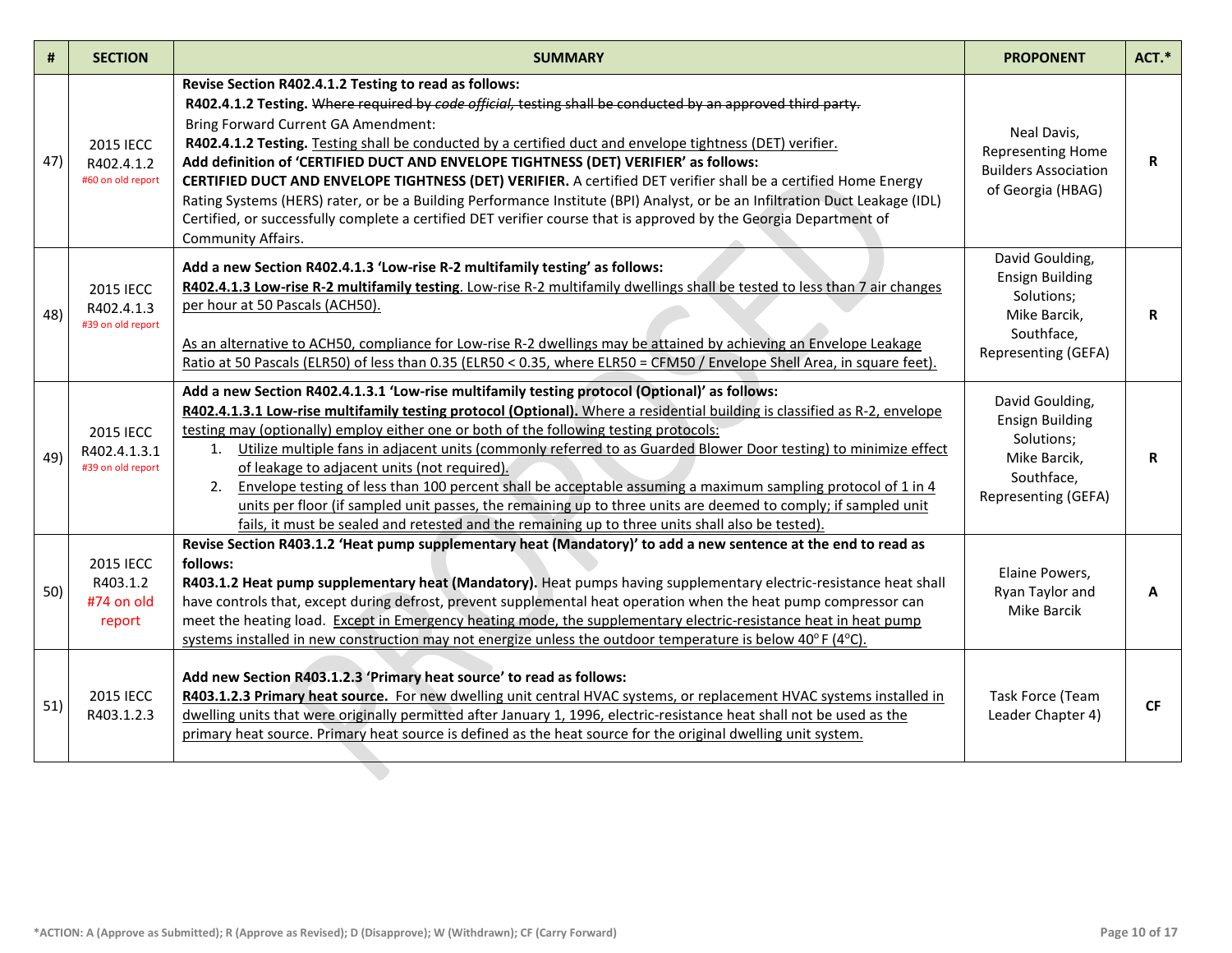| # | SECTION | SUMMARY | PROPONENT | ACT.* |
|---|---|---|---|---|
| 47) | 2015 IECC R402.4.1.2 #60 on old report | **Revise Section R402.4.1.2 Testing to read as follows:** **R402.4.1.2 Testing.** ~~Where required by *code official*, testing shall be conducted by an approved third party.~~ Bring Forward Current GA Amendment: **R402.4.1.2 Testing.** <u>Testing shall be conducted by a certified duct and envelope tightness (DET) verifier.</u> **Add definition of 'CERTIFIED DUCT AND ENVELOPE TIGHTNESS (DET) VERIFIER' as follows:** **CERTIFIED DUCT AND ENVELOPE TIGHTNESS (DET) VERIFIER.** A certified DET verifier shall be a certified Home Energy Rating Systems (HERS) rater, or be a Building Performance Institute (BPI) Analyst, or be an Infiltration Duct Leakage (IDL) Certified, or successfully complete a certified DET verifier course that is approved by the Georgia Department of Community Affairs. | Neal Davis, Representing Home Builders Association of Georgia (HBAG) | R |
| 48) | 2015 IECC R402.4.1.3 #39 on old report | **Add a new Section R402.4.1.3 'Low-rise R-2 multifamily testing' as follows:** <u>**R402.4.1.3 Low-rise R-2 multifamily testing**. Low-rise R-2 multifamily dwellings shall be tested to less than 7 air changes per hour at 50 Pascals (ACH50).</u> <u>As an alternative to ACH50, compliance for Low-rise R-2 dwellings may be attained by achieving an Envelope Leakage Ratio at 50 Pascals (ELR50) of less than 0.35 (ELR50 < 0.35, where ELR50 = CFM50 / Envelope Shell Area, in square feet).</u> | David Goulding, Ensign Building Solutions; Mike Barcik, Southface, Representing (GEFA) | R |
| 49) | 2015 IECC R402.4.1.3.1 #39 on old report | **Add a new Section R402.4.1.3.1 'Low-rise multifamily testing protocol (Optional)' as follows:** <u>**R402.4.1.3.1 Low-rise multifamily testing protocol (Optional).** Where a residential building is classified as R-2, envelope testing may (optionally) employ either one or both of the following testing protocols:</u> 1. <u>Utilize multiple fans in adjacent units (commonly referred to as Guarded Blower Door testing) to minimize effect of leakage to adjacent units (not required).</u> 2. <u>Envelope testing of less than 100 percent shall be acceptable assuming a maximum sampling protocol of 1 in 4 units per floor (if sampled unit passes, the remaining up to three units are deemed to comply; if sampled unit fails, it must be sealed and retested and the remaining up to three units shall also be tested).</u> | David Goulding, Ensign Building Solutions; Mike Barcik, Southface, Representing (GEFA) | R |
| 50) | 2015 IECC R403.1.2 #74 on old report | **Revise Section R403.1.2 'Heat pump supplementary heat (Mandatory)' to add a new sentence at the end to read as follows:** **R403.1.2 Heat pump supplementary heat (Mandatory).** Heat pumps having supplementary electric-resistance heat shall have controls that, except during defrost, prevent supplemental heat operation when the heat pump compressor can meet the heating load. <u>Except in Emergency heating mode, the supplementary electric-resistance heat in heat pump systems installed in new construction may not energize unless the outdoor temperature is below 40°F (4°C).</u> | Elaine Powers, Ryan Taylor and Mike Barcik | A |
| 51) | 2015 IECC R403.1.2.3 | **Add new Section R403.1.2.3 'Primary heat source' to read as follows:** <u>**R403.1.2.3 Primary heat source.** For new dwelling unit central HVAC systems, or replacement HVAC systems installed in dwelling units that were originally permitted after January 1, 1996, electric-resistance heat shall not be used as the primary heat source. Primary heat source is defined as the heat source for the original dwelling unit system.</u> | Task Force (Team Leader Chapter 4) | CF |

*ACTION: A (Approve as Submitted); R (Approve as Revised); D (Disapprove); W (Withdrawn); CF (Carry Forward)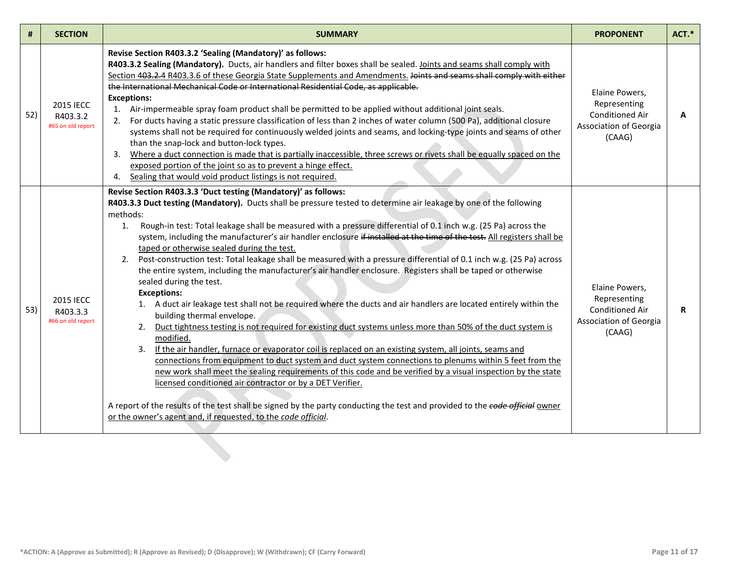| # | SECTION | SUMMARY | PROPONENT | ACT.* |
|---|---|---|---|---|
| 52) | 2015 IECC R403.3.2 #65 on old report | **Revise Section R403.3.2 'Sealing (Mandatory)' as follows:** **R403.3.2 Sealing (Mandatory).** Ducts, air handlers and filter boxes shall be sealed. <u>Joints and seams shall comply with Section ~~403.2.4~~ R403.3.6 of these Georgia State Supplements and Amendments.</u> ~~Joints and seams shall comply with either the International Mechanical Code or International Residential Code, as applicable.~~ **Exceptions:** 1. Air-impermeable spray foam product shall be permitted to be applied without additional joint seals. 2. For ducts having a static pressure classification of less than 2 inches of water column (500 Pa), additional closure systems shall not be required for continuously welded joints and seams, and locking-type joints and seams of other than the snap-lock and button-lock types. 3. <u>Where a duct connection is made that is partially inaccessible, three screws or rivets shall be equally spaced on the exposed portion of the joint so as to prevent a hinge effect.</u> 4. <u>Sealing that would void product listings is not required.</u> | Elaine Powers, Representing Conditioned Air Association of Georgia (CAAG) | A |
| 53) | 2015 IECC R403.3.3 #66 on old report | **Revise Section R403.3.3 'Duct testing (Mandatory)' as follows:** **R403.3.3 Duct testing (Mandatory).** Ducts shall be pressure tested to determine air leakage by one of the following methods: 1. Rough-in test: Total leakage shall be measured with a pressure differential of 0.1 inch w.g. (25 Pa) across the system, including the manufacturer's air handler enclosure ~~if installed at the time of the test.~~ <u>All registers shall be taped or otherwise sealed during the test.</u> 2. Post-construction test: Total leakage shall be measured with a pressure differential of 0.1 inch w.g. (25 Pa) across the entire system, including the manufacturer's air handler enclosure. Registers shall be taped or otherwise sealed during the test. **Exceptions:** 1. A duct air leakage test shall not be required where the ducts and air handlers are located entirely within the building thermal envelope. 2. <u>Duct tightness testing is not required for existing duct systems unless more than 50% of the duct system is modified.</u> 3. <u>If the air handler, furnace or evaporator coil is replaced on an existing system, all joints, seams and connections from equipment to duct system and duct system connections to plenums within 5 feet from the new work shall meet the sealing requirements of this code and be verified by a visual inspection by the state licensed conditioned air contractor or by a DET Verifier.</u> A report of the results of the test shall be signed by the party conducting the test and provided to the ~~*code official*~~ <u>owner or the owner's agent and, if requested, to the *code official*</u>. | Elaine Powers, Representing Conditioned Air Association of Georgia (CAAG) | R |

*ACTION: A (Approve as Submitted); R (Approve as Revised); D (Disapprove); W (Withdrawn); CF (Carry Forward)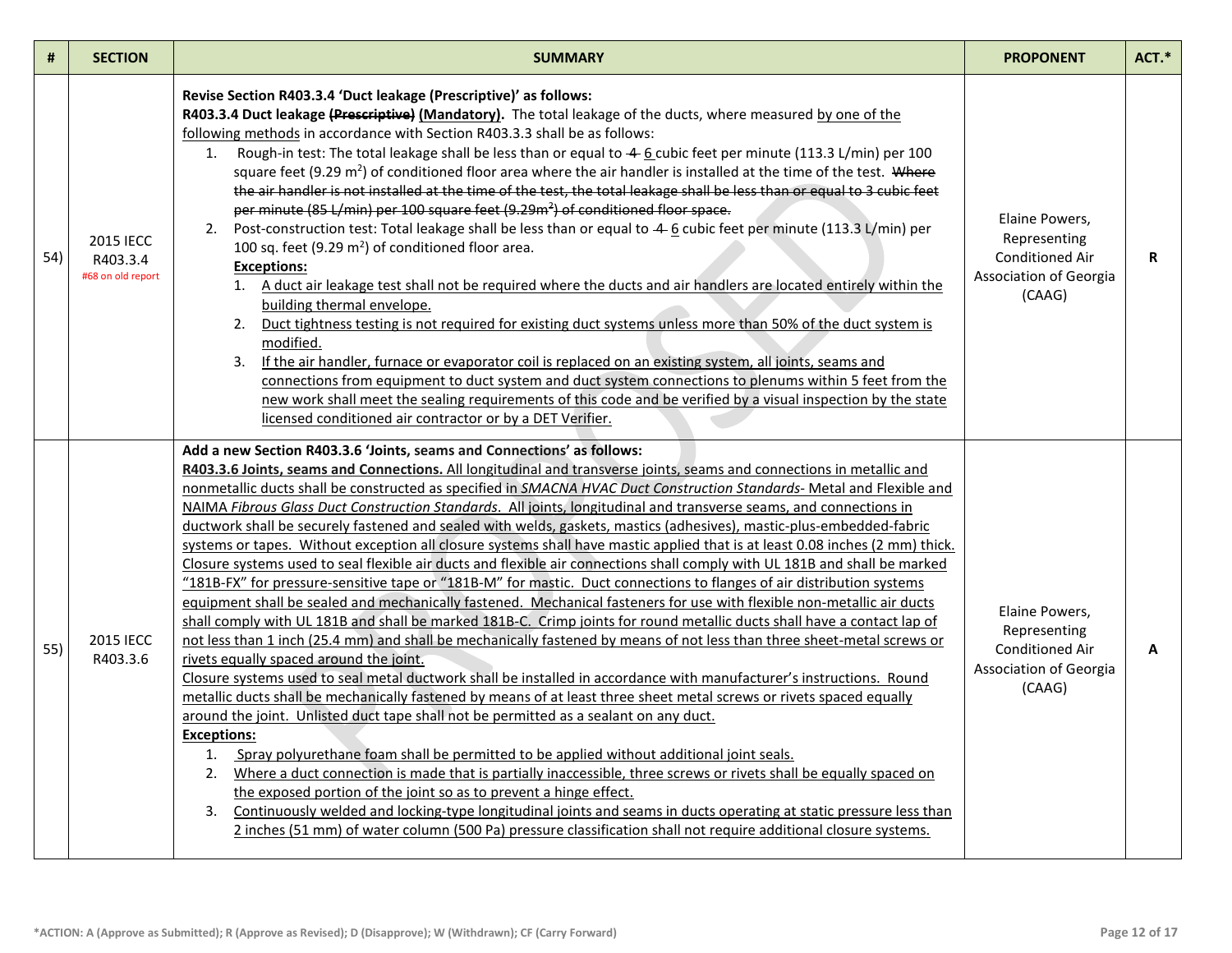| # | SECTION | SUMMARY | PROPONENT | ACT.* |
|---|---|---|---|---|
| 54) | 2015 IECC R403.3.4 #68 on old report | **Revise Section R403.3.4 'Duct leakage (Prescriptive)' as follows:** **R403.3.4 Duct leakage ~~(Prescriptive)~~ (Mandatory).** The total leakage of the ducts, where measured by one of the following methods in accordance with Section R403.3.3 shall be as follows: 1. Rough-in test: The total leakage shall be less than or equal to ~~4~~ 6 cubic feet per minute (113.3 L/min) per 100 square feet (9.29 m²) of conditioned floor area where the air handler is installed at the time of the test. ~~Where the air handler is not installed at the time of the test, the total leakage shall be less than or equal to 3 cubic feet per minute (85 L/min) per 100 square feet (9.29m²) of conditioned floor space.~~ 2. Post-construction test: Total leakage shall be less than or equal to ~~4~~ 6 cubic feet per minute (113.3 L/min) per 100 sq. feet (9.29 m²) of conditioned floor area. **Exceptions:** 1. A duct air leakage test shall not be required where the ducts and air handlers are located entirely within the building thermal envelope. 2. Duct tightness testing is not required for existing duct systems unless more than 50% of the duct system is modified. 3. If the air handler, furnace or evaporator coil is replaced on an existing system, all joints, seams and connections from equipment to duct system and duct system connections to plenums within 5 feet from the new work shall meet the sealing requirements of this code and be verified by a visual inspection by the state licensed conditioned air contractor or by a DET Verifier. | Elaine Powers, Representing Conditioned Air Association of Georgia (CAAG) | R |
| 55) | 2015 IECC R403.3.6 | **Add a new Section R403.3.6 'Joints, seams and Connections' as follows:** **R403.3.6 Joints, seams and Connections.** All longitudinal and transverse joints, seams and connections in metallic and nonmetallic ducts shall be constructed as specified in *SMACNA HVAC Duct Construction Standards*- Metal and Flexible and NAIMA *Fibrous Glass Duct Construction Standards*. All joints, longitudinal and transverse seams, and connections in ductwork shall be securely fastened and sealed with welds, gaskets, mastics (adhesives), mastic-plus-embedded-fabric systems or tapes. Without exception all closure systems shall have mastic applied that is at least 0.08 inches (2 mm) thick. Closure systems used to seal flexible air ducts and flexible air connections shall comply with UL 181B and shall be marked "181B-FX" for pressure-sensitive tape or "181B-M" for mastic. Duct connections to flanges of air distribution systems equipment shall be sealed and mechanically fastened. Mechanical fasteners for use with flexible non-metallic air ducts shall comply with UL 181B and shall be marked 181B-C. Crimp joints for round metallic ducts shall have a contact lap of not less than 1 inch (25.4 mm) and shall be mechanically fastened by means of not less than three sheet-metal screws or rivets equally spaced around the joint. Closure systems used to seal metal ductwork shall be installed in accordance with manufacturer's instructions. Round metallic ducts shall be mechanically fastened by means of at least three sheet metal screws or rivets spaced equally around the joint. Unlisted duct tape shall not be permitted as a sealant on any duct. **Exceptions:** 1. Spray polyurethane foam shall be permitted to be applied without additional joint seals. 2. Where a duct connection is made that is partially inaccessible, three screws or rivets shall be equally spaced on the exposed portion of the joint so as to prevent a hinge effect. 3. Continuously welded and locking-type longitudinal joints and seams in ducts operating at static pressure less than 2 inches (51 mm) of water column (500 Pa) pressure classification shall not require additional closure systems. | Elaine Powers, Representing Conditioned Air Association of Georgia (CAAG) | A |

*ACTION: A (Approve as Submitted); R (Approve as Revised); D (Disapprove); W (Withdrawn); CF (Carry Forward)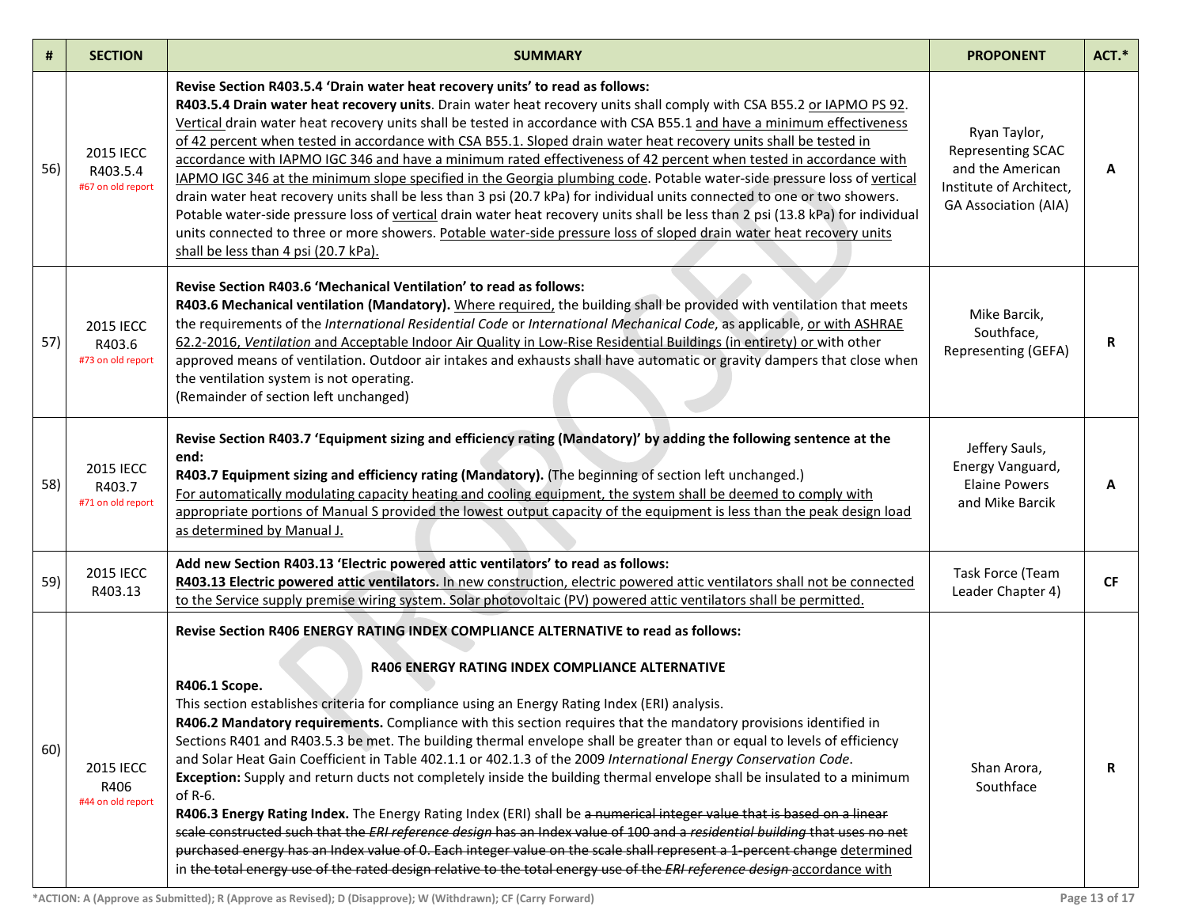| # | SECTION | SUMMARY | PROPONENT | ACT.* |
|---|---|---|---|---|
| 56) | 2015 IECC R403.5.4 #67 on old report | **Revise Section R403.5.4 'Drain water heat recovery units' to read as follows:** **R403.5.4 Drain water heat recovery units**. Drain water heat recovery units shall comply with CSA B55.2 or IAPMO PS 92. Vertical drain water heat recovery units shall be tested in accordance with CSA B55.1 and have a minimum effectiveness of 42 percent when tested in accordance with CSA B55.1. Sloped drain water heat recovery units shall be tested in accordance with IAPMO IGC 346 and have a minimum rated effectiveness of 42 percent when tested in accordance with IAPMO IGC 346 at the minimum slope specified in the Georgia plumbing code. Potable water-side pressure loss of vertical drain water heat recovery units shall be less than 3 psi (20.7 kPa) for individual units connected to one or two showers. Potable water-side pressure loss of vertical drain water heat recovery units shall be less than 2 psi (13.8 kPa) for individual units connected to three or more showers. Potable water-side pressure loss of sloped drain water heat recovery units shall be less than 4 psi (20.7 kPa). | Ryan Taylor, Representing SCAC and the American Institute of Architect, GA Association (AIA) | A |
| 57) | 2015 IECC R403.6 #73 on old report | **Revise Section R403.6 'Mechanical Ventilation' to read as follows:** **R403.6 Mechanical ventilation (Mandatory).** Where required, the building shall be provided with ventilation that meets the requirements of the *International Residential Code* or *International Mechanical Code*, as applicable, or with ASHRAE 62.2-2016, *Ventilation* and Acceptable Indoor Air Quality in Low-Rise Residential Buildings (in entirety) or with other approved means of ventilation. Outdoor air intakes and exhausts shall have automatic or gravity dampers that close when the ventilation system is not operating. (Remainder of section left unchanged) | Mike Barcik, Southface, Representing (GEFA) | R |
| 58) | 2015 IECC R403.7 #71 on old report | **Revise Section R403.7 'Equipment sizing and efficiency rating (Mandatory)' by adding the following sentence at the end:** **R403.7 Equipment sizing and efficiency rating (Mandatory).** (The beginning of section left unchanged.) For automatically modulating capacity heating and cooling equipment, the system shall be deemed to comply with appropriate portions of Manual S provided the lowest output capacity of the equipment is less than the peak design load as determined by Manual J. | Jeffery Sauls, Energy Vanguard, Elaine Powers and Mike Barcik | A |
| 59) | 2015 IECC R403.13 | **Add new Section R403.13 'Electric powered attic ventilators' to read as follows:** **R403.13 Electric powered attic ventilators.** In new construction, electric powered attic ventilators shall not be connected to the Service supply premise wiring system. Solar photovoltaic (PV) powered attic ventilators shall be permitted. | Task Force (Team Leader Chapter 4) | CF |
| 60) | 2015 IECC R406 #44 on old report | **Revise Section R406 ENERGY RATING INDEX COMPLIANCE ALTERNATIVE to read as follows:**<br><br>**R406 ENERGY RATING INDEX COMPLIANCE ALTERNATIVE**<br>**R406.1 Scope.**<br>This section establishes criteria for compliance using an Energy Rating Index (ERI) analysis.<br>**R406.2 Mandatory requirements.** Compliance with this section requires that the mandatory provisions identified in Sections R401 and R403.5.3 be met. The building thermal envelope shall be greater than or equal to levels of efficiency and Solar Heat Gain Coefficient in Table 402.1.1 or 402.1.3 of the 2009 *International Energy Conservation Code*.<br>**Exception:** Supply and return ducts not completely inside the building thermal envelope shall be insulated to a minimum of R-6.<br>**R406.3 Energy Rating Index.** The Energy Rating Index (ERI) shall be ~~a numerical integer value that is based on a linear scale constructed such that the *ERI reference design* has an Index value of 100 and a *residential building* that uses no net purchased energy has an Index value of 0. Each integer value on the scale shall represent a 1-percent change~~ determined in ~~the total energy use of the rated design relative to the total energy use of the *ERI reference design*~~ accordance with | Shan Arora, Southface | R |

*ACTION: A (Approve as Submitted); R (Approve as Revised); D (Disapprove); W (Withdrawn); CF (Carry Forward)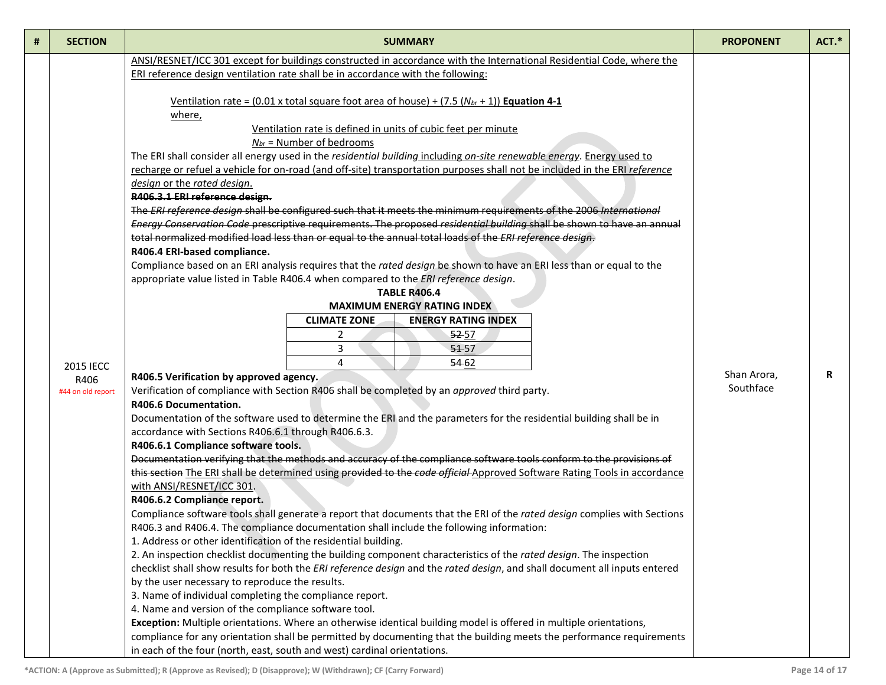| # | SECTION | SUMMARY | PROPONENT | ACT.* |
|---|---|---|---|---|
| | 2015 IECC R406 #44 on old report | ANSI/RESNET/ICC 301 except for buildings constructed in accordance with the International Residential Code, where the ERI reference design ventilation rate shall be in accordance with the following:<br><br>Ventilation rate = (0.01 x total square foot area of house) + (7.5 ($N_{br}$ + 1)) **Equation 4-1**<br>where,<br>Ventilation rate is defined in units of cubic feet per minute<br>$N_{br}$ = Number of bedrooms<br>The ERI shall consider all energy used in the *residential building* including *on-site renewable energy*. Energy used to recharge or refuel a vehicle for on-road (and off-site) transportation purposes shall not be included in the ERI *reference design* or the *rated design*.<br>~~**R406.3.1 ERI reference design.**~~<br>~~The *ERI reference design* shall be configured such that it meets the minimum requirements of the 2006 *International Energy Conservation Code* prescriptive requirements. The proposed *residential building* shall be shown to have an annual total normalized modified load less than or equal to the annual total loads of the *ERI reference design*.~~<br>**R406.4 ERI-based compliance.**<br>Compliance based on an ERI analysis requires that the *rated design* be shown to have an ERI less than or equal to the appropriate value listed in Table R406.4 when compared to the *ERI reference design*.<br>**TABLE R406.4**<br>**MAXIMUM ENERGY RATING INDEX**<br>CLIMATE ZONE / ENERGY RATING INDEX:<br>2 / ~~52~~ 57<br>3 / ~~51~~ 57<br>4 / ~~54~~ 62<br>**R406.5 Verification by approved agency.**<br>Verification of compliance with Section R406 shall be completed by an *approved* third party.<br>**R406.6 Documentation.**<br>Documentation of the software used to determine the ERI and the parameters for the residential building shall be in accordance with Sections R406.6.1 through R406.6.3.<br>**R406.6.1 Compliance software tools.**<br>~~Documentation verifying that the methods and accuracy of the compliance software tools conform to the provisions of this section~~ The ERI shall be determined using ~~provided to the *code official*~~ Approved Software Rating Tools in accordance with ANSI/RESNET/ICC 301.<br>**R406.6.2 Compliance report.**<br>Compliance software tools shall generate a report that documents that the ERI of the *rated design* complies with Sections R406.3 and R406.4. The compliance documentation shall include the following information:<br>1. Address or other identification of the residential building.<br>2. An inspection checklist documenting the building component characteristics of the *rated design*. The inspection checklist shall show results for both the *ERI reference design* and the *rated design*, and shall document all inputs entered by the user necessary to reproduce the results.<br>3. Name of individual completing the compliance report.<br>4. Name and version of the compliance software tool.<br>**Exception:** Multiple orientations. Where an otherwise identical building model is offered in multiple orientations, compliance for any orientation shall be permitted by documenting that the building meets the performance requirements in each of the four (north, east, south and west) cardinal orientations. | Shan Arora, Southface | R |

*ACTION: A (Approve as Submitted); R (Approve as Revised); D (Disapprove); W (Withdrawn); CF (Carry Forward)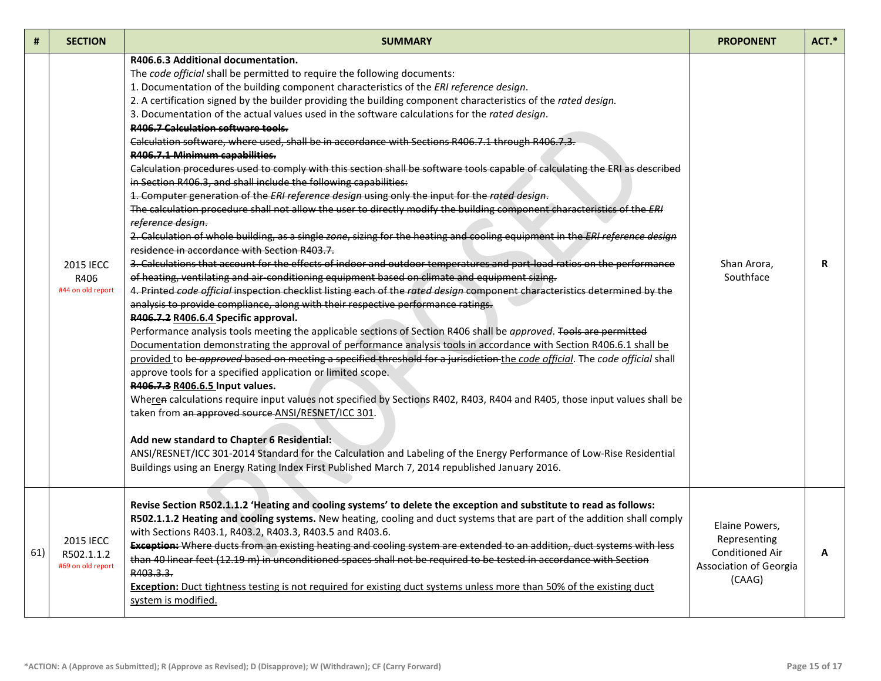| # | SECTION | SUMMARY | PROPONENT | ACT.* |
|---|---|---|---|---|
| | 2015 IECC R406 #44 on old report | **R406.6.3 Additional documentation.** The *code official* shall be permitted to require the following documents: 1. Documentation of the building component characteristics of the *ERI reference design*. 2. A certification signed by the builder providing the building component characteristics of the *rated design.* 3. Documentation of the actual values used in the software calculations for the *rated design*. ~~**R406.7 Calculation software tools.**~~ ~~Calculation software, where used, shall be in accordance with Sections R406.7.1 through R406.7.3.~~ ~~**R406.7.1 Minimum capabilities.**~~ ~~Calculation procedures used to comply with this section shall be software tools capable of calculating the ERI as described in Section R406.3, and shall include the following capabilities:~~ ~~1. Computer generation of the *ERI reference design* using only the input for the *rated design*.~~ ~~The calculation procedure shall not allow the user to directly modify the building component characteristics of the *ERI reference design*.~~ ~~2. Calculation of whole building, as a single *zone*, sizing for the heating and cooling equipment in the *ERI reference design* residence in accordance with Section R403.7.~~ ~~3. Calculations that account for the effects of indoor and outdoor temperatures and part-load ratios on the performance of heating, ventilating and air-conditioning equipment based on climate and equipment sizing.~~ ~~4. Printed *code official* inspection checklist listing each of the *rated design* component characteristics determined by the analysis to provide compliance, along with their respective performance ratings.~~ ~~**R406.7.2**~~ <u>**R406.6.4**</u> **Specific approval.** Performance analysis tools meeting the applicable sections of Section R406 shall be *approved*. ~~Tools are permitted~~ <u>Documentation demonstrating the approval of performance analysis tools in accordance with Section R406.6.1 shall be provided</u> to ~~be *approved* based on meeting a specified threshold for a jurisdiction~~ <u>the *code official*</u>. The *code official* shall approve tools for a specified application or limited scope. ~~**R406.7.3**~~ <u>**R406.6.5**</u> **Input values.** Whe<u>re</u>~~n~~ calculations require input values not specified by Sections R402, R403, R404 and R405, those input values shall be taken from ~~an approved source~~ <u>ANSI/RESNET/ICC 301</u>. **Add new standard to Chapter 6 Residential:** ANSI/RESNET/ICC 301-2014 Standard for the Calculation and Labeling of the Energy Performance of Low-Rise Residential Buildings using an Energy Rating Index First Published March 7, 2014 republished January 2016. | Shan Arora, Southface | R |
| 61) | 2015 IECC R502.1.1.2 #69 on old report | **Revise Section R502.1.1.2 'Heating and cooling systems' to delete the exception and substitute to read as follows:** **R502.1.1.2 Heating and cooling systems.** New heating, cooling and duct systems that are part of the addition shall comply with Sections R403.1, R403.2, R403.3, R403.5 and R403.6. ~~**Exception:** Where ducts from an existing heating and cooling system are extended to an addition, duct systems with less than 40 linear feet (12.19 m) in unconditioned spaces shall not be required to be tested in accordance with Section R403.3.3.~~ <u>**Exception:** Duct tightness testing is not required for existing duct systems unless more than 50% of the existing duct system is modified.</u> | Elaine Powers, Representing Conditioned Air Association of Georgia (CAAG) | A |

*ACTION: A (Approve as Submitted); R (Approve as Revised); D (Disapprove); W (Withdrawn); CF (Carry Forward)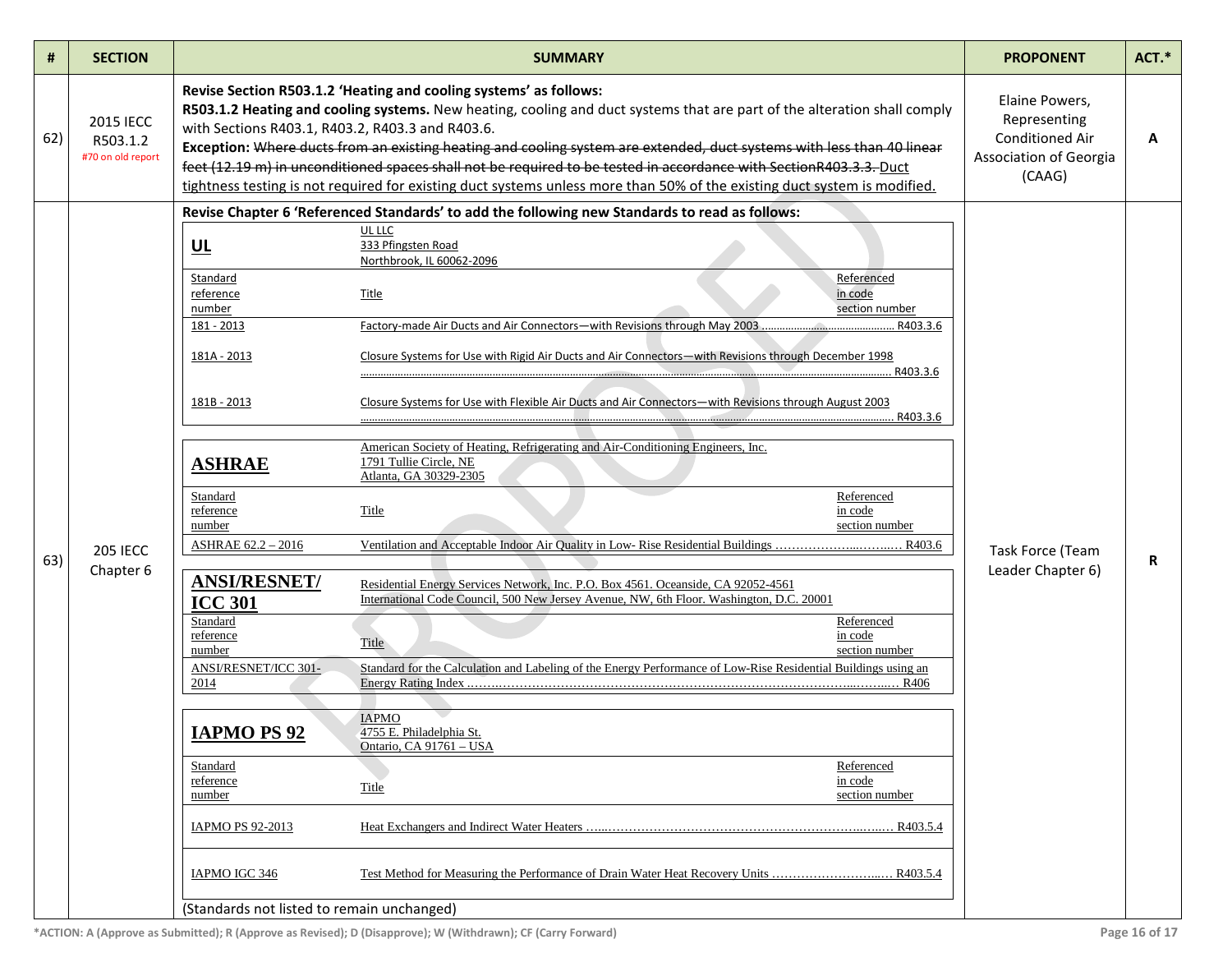| # | SECTION | SUMMARY | PROPONENT | ACT.* |
|---|---|---|---|---|
| 62) | 2015 IECC R503.1.2 #70 on old report | **Revise Section R503.1.2 'Heating and cooling systems' as follows:**<br>**R503.1.2 Heating and cooling systems.** New heating, cooling and duct systems that are part of the alteration shall comply with Sections R403.1, R403.2, R403.3 and R403.6.<br>**Exception:** ~~Where ducts from an existing heating and cooling system are extended, duct systems with less than 40 linear feet (12.19 m) in unconditioned spaces shall not be required to be tested in accordance with SectionR403.3.3.~~ Duct tightness testing is not required for existing duct systems unless more than 50% of the existing duct system is modified. | Elaine Powers, Representing Conditioned Air Association of Georgia (CAAG) | A |
| 63) | 205 IECC Chapter 6 | **Revise Chapter 6 'Referenced Standards' to add the following new Standards to read as follows:** (see standards below)<br>(Standards not listed to remain unchanged) | Task Force (Team Leader Chapter 6) | R |

**UL** — UL LLC, 333 Pfingsten Road, Northbrook, IL 60062-2096

| Standard reference number | Title | Referenced in code section number |
|---|---|---|
| 181 - 2013 | Factory-made Air Ducts and Air Connectors—with Revisions through May 2003 | R403.3.6 |
| 181A - 2013 | Closure Systems for Use with Rigid Air Ducts and Air Connectors—with Revisions through December 1998 | R403.3.6 |
| 181B - 2013 | Closure Systems for Use with Flexible Air Ducts and Air Connectors—with Revisions through August 2003 | R403.3.6 |

**ASHRAE** — American Society of Heating, Refrigerating and Air-Conditioning Engineers, Inc., 1791 Tullie Circle, NE, Atlanta, GA 30329-2305

| Standard reference number | Title | Referenced in code section number |
|---|---|---|
| ASHRAE 62.2 – 2016 | Ventilation and Acceptable Indoor Air Quality in Low- Rise Residential Buildings | R403.6 |

**ANSI/RESNET/ICC 301** — Residential Energy Services Network, Inc. P.O. Box 4561. Oceanside, CA 92052-4561; International Code Council, 500 New Jersey Avenue, NW, 6th Floor. Washington, D.C. 20001

| Standard reference number | Title | Referenced in code section number |
|---|---|---|
| ANSI/RESNET/ICC 301-2014 | Standard for the Calculation and Labeling of the Energy Performance of Low-Rise Residential Buildings using an Energy Rating Index | R406 |

**IAPMO PS 92** — IAPMO, 4755 E. Philadelphia St., Ontario, CA 91761 – USA

| Standard reference number | Title | Referenced in code section number |
|---|---|---|
| IAPMO PS 92-2013 | Heat Exchangers and Indirect Water Heaters | R403.5.4 |
| IAPMO IGC 346 | Test Method for Measuring the Performance of Drain Water Heat Recovery Units | R403.5.4 |

(Standards not listed to remain unchanged)

*ACTION: A (Approve as Submitted); R (Approve as Revised); D (Disapprove); W (Withdrawn); CF (Carry Forward)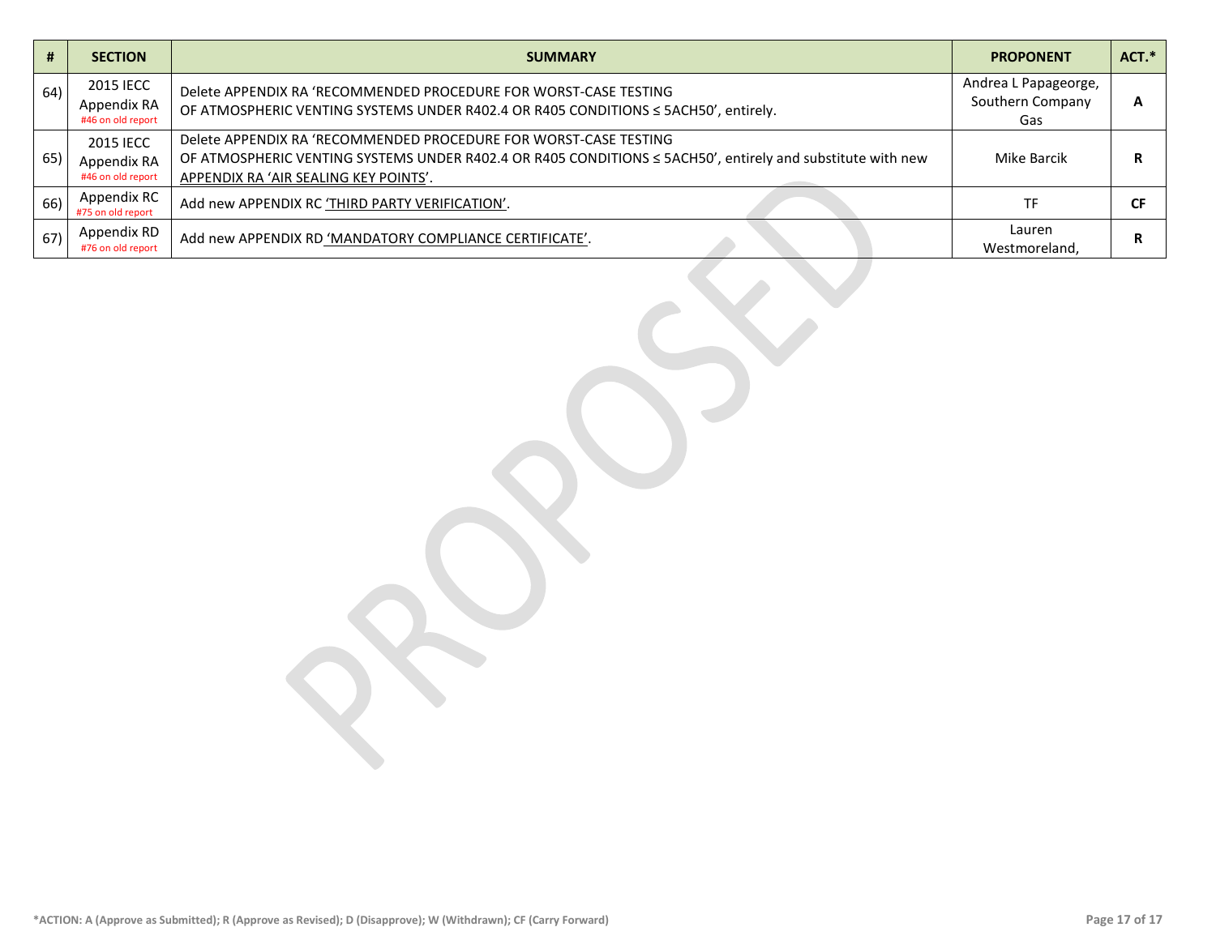| # | SECTION | SUMMARY | PROPONENT | ACT.* |
|---|---|---|---|---|
| 64) | 2015 IECC Appendix RA #46 on old report | Delete APPENDIX RA 'RECOMMENDED PROCEDURE FOR WORST-CASE TESTING OF ATMOSPHERIC VENTING SYSTEMS UNDER R402.4 OR R405 CONDITIONS ≤ 5ACH50', entirely. | Andrea L Papageorge, Southern Company Gas | **A** |
| 65) | 2015 IECC Appendix RA #46 on old report | Delete APPENDIX RA 'RECOMMENDED PROCEDURE FOR WORST-CASE TESTING OF ATMOSPHERIC VENTING SYSTEMS UNDER R402.4 OR R405 CONDITIONS ≤ 5ACH50', entirely and substitute with new APPENDIX RA 'AIR SEALING KEY POINTS'. | Mike Barcik | **R** |
| 66) | Appendix RC #75 on old report | Add new APPENDIX RC 'THIRD PARTY VERIFICATION'. | TF | **CF** |
| 67) | Appendix RD #76 on old report | Add new APPENDIX RD 'MANDATORY COMPLIANCE CERTIFICATE'. | Lauren Westmoreland, | **R** |

**\*ACTION: A (Approve as Submitted); R (Approve as Revised); D (Disapprove); W (Withdrawn); CF (Carry Forward)**